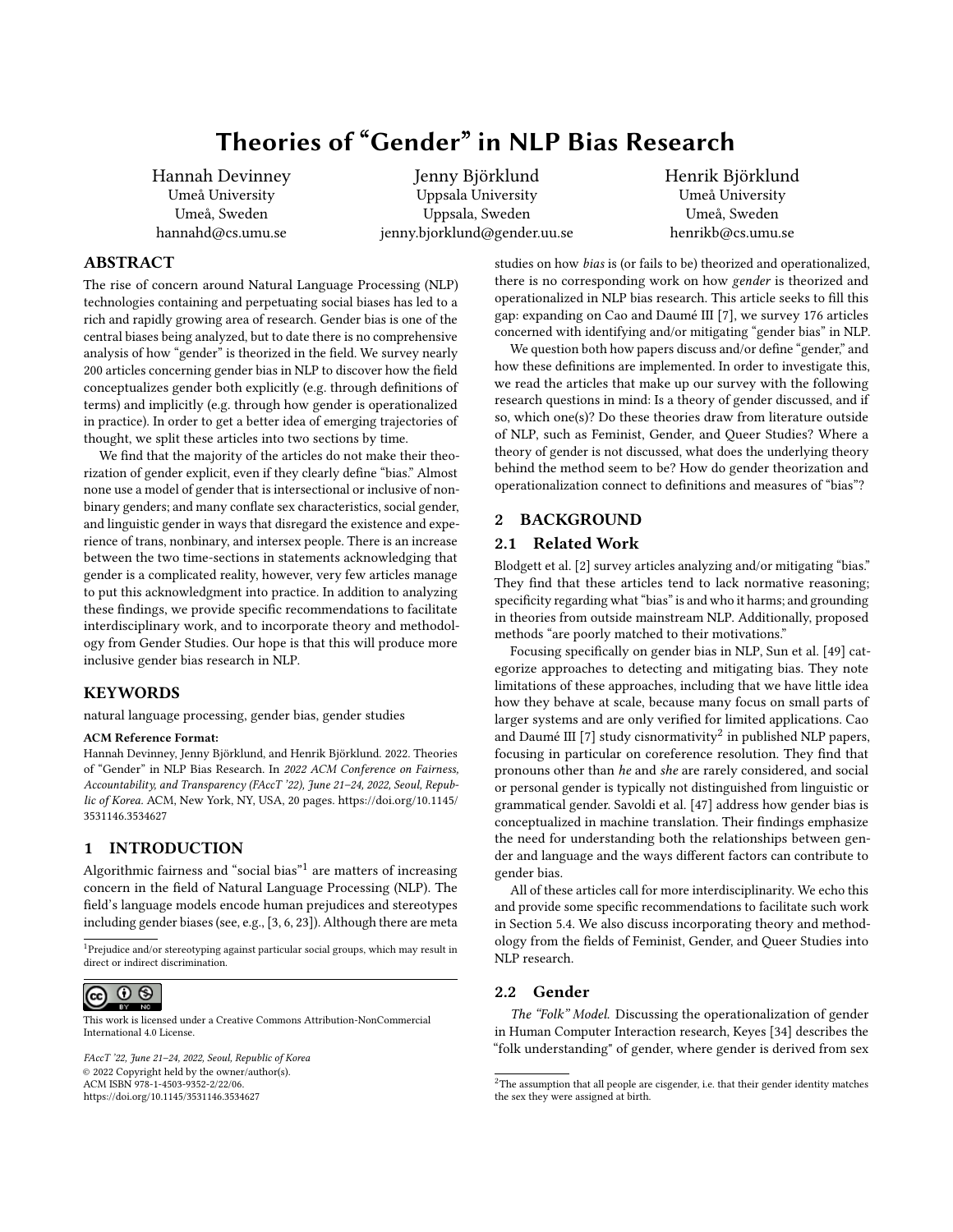# Theories of "Gender" in NLP Bias Research

Hannah Devinney
Umeå University
Umeå, Sweden
hannahd@cs.umu.se

Jenny Björklund
Uppsala University
Uppsala, Sweden
jenny.bjorklund@gender.uu.se

Henrik Björklund
Umeå University
Umeå, Sweden
henrikb@cs.umu.se

## ABSTRACT

The rise of concern around Natural Language Processing (NLP) technologies containing and perpetuating social biases has led to a rich and rapidly growing area of research. Gender bias is one of the central biases being analyzed, but to date there is no comprehensive analysis of how "gender" is theorized in the field. We survey nearly 200 articles concerning gender bias in NLP to discover how the field conceptualizes gender both explicitly (e.g. through definitions of terms) and implicitly (e.g. through how gender is operationalized in practice). In order to get a better idea of emerging trajectories of thought, we split these articles into two sections by time.

We find that the majority of the articles do not make their theorization of gender explicit, even if they clearly define "bias." Almost none use a model of gender that is intersectional or inclusive of nonbinary genders; and many conflate sex characteristics, social gender, and linguistic gender in ways that disregard the existence and experience of trans, nonbinary, and intersex people. There is an increase between the two time-sections in statements acknowledging that gender is a complicated reality, however, very few articles manage to put this acknowledgment into practice. In addition to analyzing these findings, we provide specific recommendations to facilitate interdisciplinary work, and to incorporate theory and methodology from Gender Studies. Our hope is that this will produce more inclusive gender bias research in NLP.

## KEYWORDS

natural language processing, gender bias, gender studies

**ACM Reference Format:**
Hannah Devinney, Jenny Björklund, and Henrik Björklund. 2022. Theories of "Gender" in NLP Bias Research. In *2022 ACM Conference on Fairness, Accountability, and Transparency (FAccT '22), June 21–24, 2022, Seoul, Republic of Korea.* ACM, New York, NY, USA, 20 pages. https://doi.org/10.1145/3531146.3534627

## 1 INTRODUCTION

Algorithmic fairness and "social bias"[1] are matters of increasing concern in the field of Natural Language Processing (NLP). The field's language models encode human prejudices and stereotypes including gender biases (see, e.g., [3, 6, 23]). Although there are meta studies on how *bias* is (or fails to be) theorized and operationalized, there is no corresponding work on how *gender* is theorized and operationalized in NLP bias research. This article seeks to fill this gap: expanding on Cao and Daumé III [7], we survey 176 articles concerned with identifying and/or mitigating "gender bias" in NLP.

We question both how papers discuss and/or define "gender," and how these definitions are implemented. In order to investigate this, we read the articles that make up our survey with the following research questions in mind: Is a theory of gender discussed, and if so, which one(s)? Do these theories draw from literature outside of NLP, such as Feminist, Gender, and Queer Studies? Where a theory of gender is not discussed, what does the underlying theory behind the method seem to be? How do gender theorization and operationalization connect to definitions and measures of "bias"?

## 2 BACKGROUND

### 2.1 Related Work

Blodgett et al. [2] survey articles analyzing and/or mitigating "bias." They find that these articles tend to lack normative reasoning; specificity regarding what "bias" is and who it harms; and grounding in theories from outside mainstream NLP. Additionally, proposed methods "are poorly matched to their motivations."

Focusing specifically on gender bias in NLP, Sun et al. [49] categorize approaches to detecting and mitigating bias. They note limitations of these approaches, including that we have little idea how they behave at scale, because many focus on small parts of larger systems and are only verified for limited applications. Cao and Daumé III [7] study cisnormativity[2] in published NLP papers, focusing in particular on coreference resolution. They find that pronouns other than *he* and *she* are rarely considered, and social or personal gender is typically not distinguished from linguistic or grammatical gender. Savoldi et al. [47] address how gender bias is conceptualized in machine translation. Their findings emphasize the need for understanding both the relationships between gender and language and the ways different factors can contribute to gender bias.

All of these articles call for more interdisciplinarity. We echo this and provide some specific recommendations to facilitate such work in Section 5.4. We also discuss incorporating theory and methodology from the fields of Feminist, Gender, and Queer Studies into NLP research.

### 2.2 Gender

*The "Folk" Model.* Discussing the operationalization of gender in Human Computer Interaction research, Keyes [34] describes the "folk understanding" of gender, where gender is derived from sex

[1] Prejudice and/or stereotyping against particular social groups, which may result in direct or indirect discrimination.

[2] The assumption that all people are cisgender, i.e. that their gender identity matches the sex they were assigned at birth.

This work is licensed under a Creative Commons Attribution-NonCommercial International 4.0 License.

FAccT '22, June 21–24, 2022, Seoul, Republic of Korea
© 2022 Copyright held by the owner/author(s).
ACM ISBN 978-1-4503-9352-2/22/06.
https://doi.org/10.1145/3531146.3534627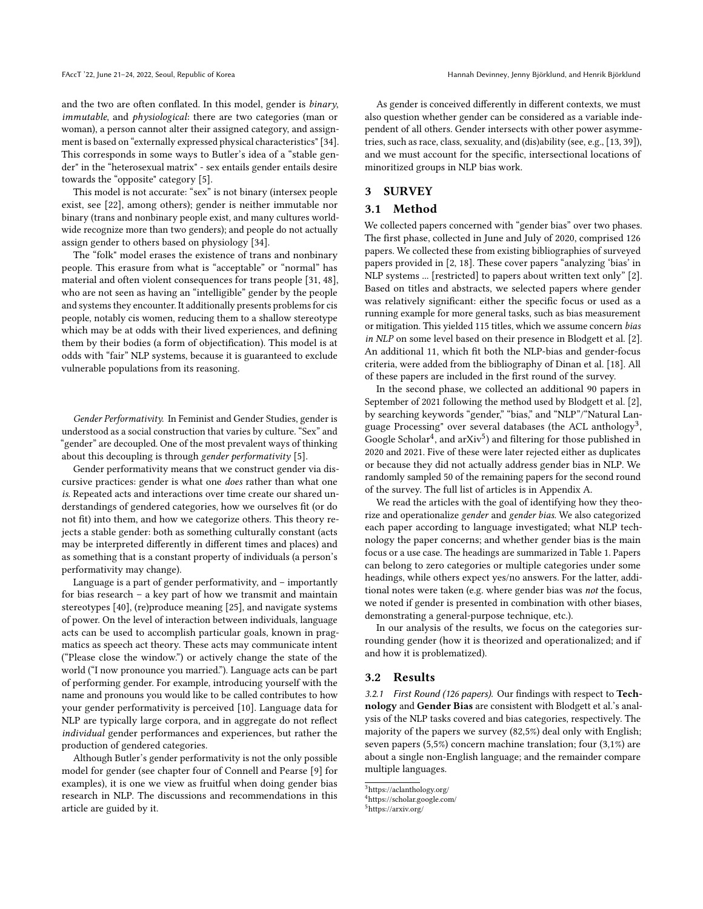and the two are often conflated. In this model, gender is *binary*, *immutable*, and *physiological*: there are two categories (man or woman), a person cannot alter their assigned category, and assignment is based on "externally expressed physical characteristics" [34]. This corresponds in some ways to Butler's idea of a "stable gender" in the "heterosexual matrix" - sex entails gender entails desire towards the "opposite" category [5].

This model is not accurate: "sex" is not binary (intersex people exist, see [22], among others); gender is neither immutable nor binary (trans and nonbinary people exist, and many cultures worldwide recognize more than two genders); and people do not actually assign gender to others based on physiology [34].

The "folk" model erases the existence of trans and nonbinary people. This erasure from what is "acceptable" or "normal" has material and often violent consequences for trans people [31, 48], who are not seen as having an "intelligible" gender by the people and systems they encounter. It additionally presents problems for cis people, notably cis women, reducing them to a shallow stereotype which may be at odds with their lived experiences, and defining them by their bodies (a form of objectification). This model is at odds with "fair" NLP systems, because it is guaranteed to exclude vulnerable populations from its reasoning.

*Gender Performativity.* In Feminist and Gender Studies, gender is understood as a social construction that varies by culture. "Sex" and "gender" are decoupled. One of the most prevalent ways of thinking about this decoupling is through *gender performativity* [5].

Gender performativity means that we construct gender via discursive practices: gender is what one *does* rather than what one *is*. Repeated acts and interactions over time create our shared understandings of gendered categories, how we ourselves fit (or do not fit) into them, and how we categorize others. This theory rejects a stable gender: both as something culturally constant (acts may be interpreted differently in different times and places) and as something that is a constant property of individuals (a person's performativity may change).

Language is a part of gender performativity, and – importantly for bias research – a key part of how we transmit and maintain stereotypes [40], (re)produce meaning [25], and navigate systems of power. On the level of interaction between individuals, language acts can be used to accomplish particular goals, known in pragmatics as speech act theory. These acts may communicate intent ("Please close the window.") or actively change the state of the world ("I now pronounce you married."). Language acts can be part of performing gender. For example, introducing yourself with the name and pronouns you would like to be called contributes to how your gender performativity is perceived [10]. Language data for NLP are typically large corpora, and in aggregate do not reflect *individual* gender performances and experiences, but rather the production of gendered categories.

Although Butler's gender performativity is not the only possible model for gender (see chapter four of Connell and Pearse [9] for examples), it is one we view as fruitful when doing gender bias research in NLP. The discussions and recommendations in this article are guided by it.

As gender is conceived differently in different contexts, we must also question whether gender can be considered as a variable independent of all others. Gender intersects with other power asymmetries, such as race, class, sexuality, and (dis)ability (see, e.g., [13, 39]), and we must account for the specific, intersectional locations of minoritized groups in NLP bias work.

## 3 SURVEY

### 3.1 Method

We collected papers concerned with "gender bias" over two phases. The first phase, collected in June and July of 2020, comprised 126 papers. We collected these from existing bibliographies of surveyed papers provided in [2, 18]. These cover papers "analyzing 'bias' in NLP systems ... [restricted] to papers about written text only" [2]. Based on titles and abstracts, we selected papers where gender was relatively significant: either the specific focus or used as a running example for more general tasks, such as bias measurement or mitigation. This yielded 115 titles, which we assume concern *bias in NLP* on some level based on their presence in Blodgett et al. [2]. An additional 11, which fit both the NLP-bias and gender-focus criteria, were added from the bibliography of Dinan et al. [18]. All of these papers are included in the first round of the survey.

In the second phase, we collected an additional 90 papers in September of 2021 following the method used by Blodgett et al. [2], by searching keywords "gender," "bias," and "NLP"/"Natural Language Processing" over several databases (the ACL anthology[3], Google Scholar[4], and arXiv[5]) and filtering for those published in 2020 and 2021. Five of these were later rejected either as duplicates or because they did not actually address gender bias in NLP. We randomly sampled 50 of the remaining papers for the second round of the survey. The full list of articles is in Appendix A.

We read the articles with the goal of identifying how they theorize and operationalize *gender* and *gender bias*. We also categorized each paper according to language investigated; what NLP technology the paper concerns; and whether gender bias is the main focus or a use case. The headings are summarized in Table 1. Papers can belong to zero categories or multiple categories under some headings, while others expect yes/no answers. For the latter, additional notes were taken (e.g. where gender bias was *not* the focus, we noted if gender is presented in combination with other biases, demonstrating a general-purpose technique, etc.).

In our analysis of the results, we focus on the categories surrounding gender (how it is theorized and operationalized; and if and how it is problematized).

### 3.2 Results

*3.2.1 First Round (126 papers).* Our findings with respect to **Technology** and **Gender Bias** are consistent with Blodgett et al.'s analysis of the NLP tasks covered and bias categories, respectively. The majority of the papers we survey (82,5%) deal only with English; seven papers (5,5%) concern machine translation; four (3,1%) are about a single non-English language; and the remainder compare multiple languages.

[3]https://aclanthology.org/
[4]https://scholar.google.com/
[5]https://arxiv.org/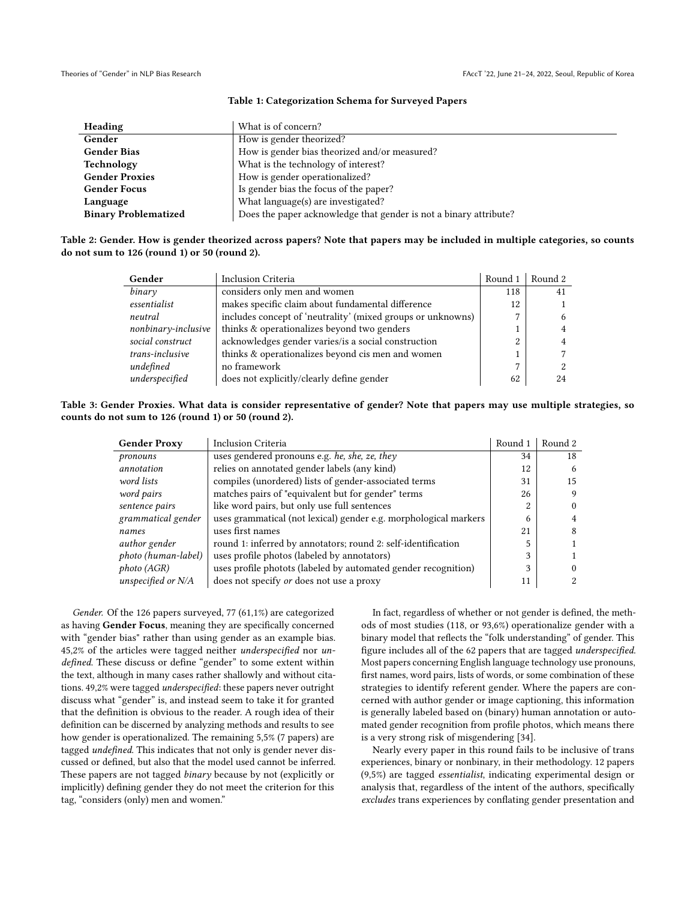**Table 1: Categorization Schema for Surveyed Papers**

| Heading | What is of concern? |
|---|---|
| **Gender** | How is gender theorized? |
| **Gender Bias** | How is gender bias theorized and/or measured? |
| **Technology** | What is the technology of interest? |
| **Gender Proxies** | How is gender operationalized? |
| **Gender Focus** | Is gender bias the focus of the paper? |
| **Language** | What language(s) are investigated? |
| **Binary Problematized** | Does the paper acknowledge that gender is not a binary attribute? |

**Table 2: Gender. How is gender theorized across papers? Note that papers may be included in multiple categories, so counts do not sum to 126 (round 1) or 50 (round 2).**

| Gender | Inclusion Criteria | Round 1 | Round 2 |
|---|---|---|---|
| *binary* | considers only men and women | 118 | 41 |
| *essentialist* | makes specific claim about fundamental difference | 12 | 1 |
| *neutral* | includes concept of 'neutrality' (mixed groups or unknowns) | 7 | 6 |
| *nonbinary-inclusive* | thinks & operationalizes beyond two genders | 1 | 4 |
| *social construct* | acknowledges gender varies/is a social construction | 2 | 4 |
| *trans-inclusive* | thinks & operationalizes beyond cis men and women | 1 | 7 |
| *undefined* | no framework | 7 | 2 |
| *underspecified* | does not explicitly/clearly define gender | 62 | 24 |

**Table 3: Gender Proxies. What data is consider representative of gender? Note that papers may use multiple strategies, so counts do not sum to 126 (round 1) or 50 (round 2).**

| Gender Proxy | Inclusion Criteria | Round 1 | Round 2 |
|---|---|---|---|
| *pronouns* | uses gendered pronouns e.g. *he, she, ze, they* | 34 | 18 |
| *annotation* | relies on annotated gender labels (any kind) | 12 | 6 |
| *word lists* | compiles (unordered) lists of gender-associated terms | 31 | 15 |
| *word pairs* | matches pairs of "equivalent but for gender" terms | 26 | 9 |
| *sentence pairs* | like word pairs, but only use full sentences | 2 | 0 |
| *grammatical gender* | uses grammatical (not lexical) gender e.g. morphological markers | 6 | 4 |
| *names* | uses first names | 21 | 8 |
| *author gender* | round 1: inferred by annotators; round 2: self-identification | 5 | 1 |
| *photo (human-label)* | uses profile photos (labeled by annotators) | 3 | 1 |
| *photo (AGR)* | uses profile photots (labeled by automated gender recognition) | 3 | 0 |
| *unspecified or N/A* | does not specify *or* does not use a proxy | 11 | 2 |

*Gender.* Of the 126 papers surveyed, 77 (61,1%) are categorized as having **Gender Focus**, meaning they are specifically concerned with "gender bias" rather than using gender as an example bias. 45,2% of the articles were tagged neither *underspecified* nor *undefined.* These discuss or define "gender" to some extent within the text, although in many cases rather shallowly and without citations. 49,2% were tagged *underspecified*: these papers never outright discuss what "gender" is, and instead seem to take it for granted that the definition is obvious to the reader. A rough idea of their definition can be discerned by analyzing methods and results to see how gender is operationalized. The remaining 5,5% (7 papers) are tagged *undefined.* This indicates that not only is gender never discussed or defined, but also that the model used cannot be inferred. These papers are not tagged *binary* because by not (explicitly or implicitly) defining gender they do not meet the criterion for this tag, "considers (only) men and women."

In fact, regardless of whether or not gender is defined, the methods of most studies (118, or 93,6%) operationalize gender with a binary model that reflects the "folk understanding" of gender. This figure includes all of the 62 papers that are tagged *underspecified.* Most papers concerning English language technology use pronouns, first names, word pairs, lists of words, or some combination of these strategies to identify referent gender. Where the papers are concerned with author gender or image captioning, this information is generally labeled based on (binary) human annotation or automated gender recognition from profile photos, which means there is a very strong risk of misgendering [34].

Nearly every paper in this round fails to be inclusive of trans experiences, binary or nonbinary, in their methodology. 12 papers (9,5%) are tagged *essentialist*, indicating experimental design or analysis that, regardless of the intent of the authors, specifically *excludes* trans experiences by conflating gender presentation and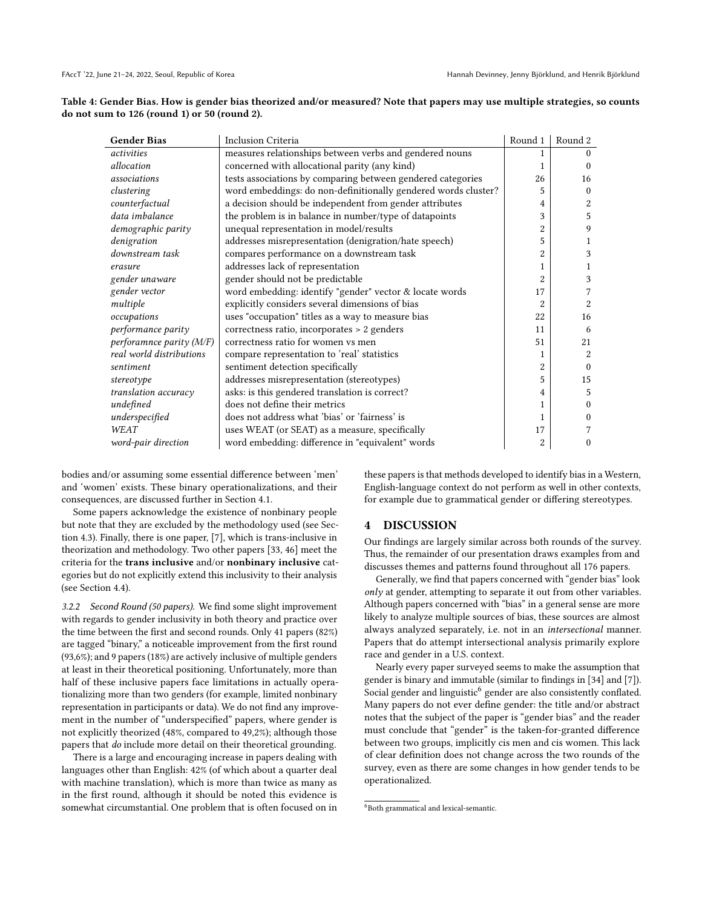**Table 4: Gender Bias. How is gender bias theorized and/or measured? Note that papers may use multiple strategies, so counts do not sum to 126 (round 1) or 50 (round 2).**

| Gender Bias | Inclusion Criteria | Round 1 | Round 2 |
|---|---|---|---|
| *activities* | measures relationships between verbs and gendered nouns | 1 | 0 |
| *allocation* | concerned with allocational parity (any kind) | 1 | 0 |
| *associations* | tests associations by comparing between gendered categories | 26 | 16 |
| *clustering* | word embeddings: do non-definitionally gendered words cluster? | 5 | 0 |
| *counterfactual* | a decision should be independent from gender attributes | 4 | 2 |
| *data imbalance* | the problem is in balance in number/type of datapoints | 3 | 5 |
| *demographic parity* | unequal representation in model/results | 2 | 9 |
| *denigration* | addresses misrepresentation (denigration/hate speech) | 5 | 1 |
| *downstream task* | compares performance on a downstream task | 2 | 3 |
| *erasure* | addresses lack of representation | 1 | 1 |
| *gender unaware* | gender should not be predictable | 2 | 3 |
| *gender vector* | word embedding: identify "gender" vector & locate words | 17 | 7 |
| *multiple* | explicitly considers several dimensions of bias | 2 | 2 |
| *occupations* | uses "occupation" titles as a way to measure bias | 22 | 16 |
| *performance parity* | correctness ratio, incorporates > 2 genders | 11 | 6 |
| *perforamnce parity (M/F)* | correctness ratio for women vs men | 51 | 21 |
| *real world distributions* | compare representation to 'real' statistics | 1 | 2 |
| *sentiment* | sentiment detection specifically | 2 | 0 |
| *stereotype* | addresses misrepresentation (stereotypes) | 5 | 15 |
| *translation accuracy* | asks: is this gendered translation is correct? | 4 | 5 |
| *undefined* | does not define their metrics | 1 | 0 |
| *underspecified* | does not address what 'bias' or 'fairness' is | 1 | 0 |
| *WEAT* | uses WEAT (or SEAT) as a measure, specifically | 17 | 7 |
| *word-pair direction* | word embedding: difference in "equivalent" words | 2 | 0 |

bodies and/or assuming some essential difference between 'men' and 'women' exists. These binary operationalizations, and their consequences, are discussed further in Section 4.1.

Some papers acknowledge the existence of nonbinary people but note that they are excluded by the methodology used (see Section 4.3). Finally, there is one paper, [7], which is trans-inclusive in theorization and methodology. Two other papers [33, 46] meet the criteria for the **trans inclusive** and/or **nonbinary inclusive** categories but do not explicitly extend this inclusivity to their analysis (see Section 4.4).

*3.2.2 Second Round (50 papers).* We find some slight improvement with regards to gender inclusivity in both theory and practice over the time between the first and second rounds. Only 41 papers (82%) are tagged "binary," a noticeable improvement from the first round (93,6%); and 9 papers (18%) are actively inclusive of multiple genders at least in their theoretical positioning. Unfortunately, more than half of these inclusive papers face limitations in actually operationalizing more than two genders (for example, limited nonbinary representation in participants or data). We do not find any improvement in the number of "underspecified" papers, where gender is not explicitly theorized (48%, compared to 49,2%); although those papers that *do* include more detail on their theoretical grounding.

There is a large and encouraging increase in papers dealing with languages other than English: 42% (of which about a quarter deal with machine translation), which is more than twice as many as in the first round, although it should be noted this evidence is somewhat circumstantial. One problem that is often focused on in these papers is that methods developed to identify bias in a Western, English-language context do not perform as well in other contexts, for example due to grammatical gender or differing stereotypes.

## 4 DISCUSSION

Our findings are largely similar across both rounds of the survey. Thus, the remainder of our presentation draws examples from and discusses themes and patterns found throughout all 176 papers.

Generally, we find that papers concerned with "gender bias" look *only* at gender, attempting to separate it out from other variables. Although papers concerned with "bias" in a general sense are more likely to analyze multiple sources of bias, these sources are almost always analyzed separately, i.e. not in an *intersectional* manner. Papers that do attempt intersectional analysis primarily explore race and gender in a U.S. context.

Nearly every paper surveyed seems to make the assumption that gender is binary and immutable (similar to findings in [34] and [7]). Social gender and linguistic[6] gender are also consistently conflated. Many papers do not ever define gender: the title and/or abstract notes that the subject of the paper is "gender bias" and the reader must conclude that "gender" is the taken-for-granted difference between two groups, implicitly cis men and cis women. This lack of clear definition does not change across the two rounds of the survey, even as there are some changes in how gender tends to be operationalized.

[6] Both grammatical and lexical-semantic.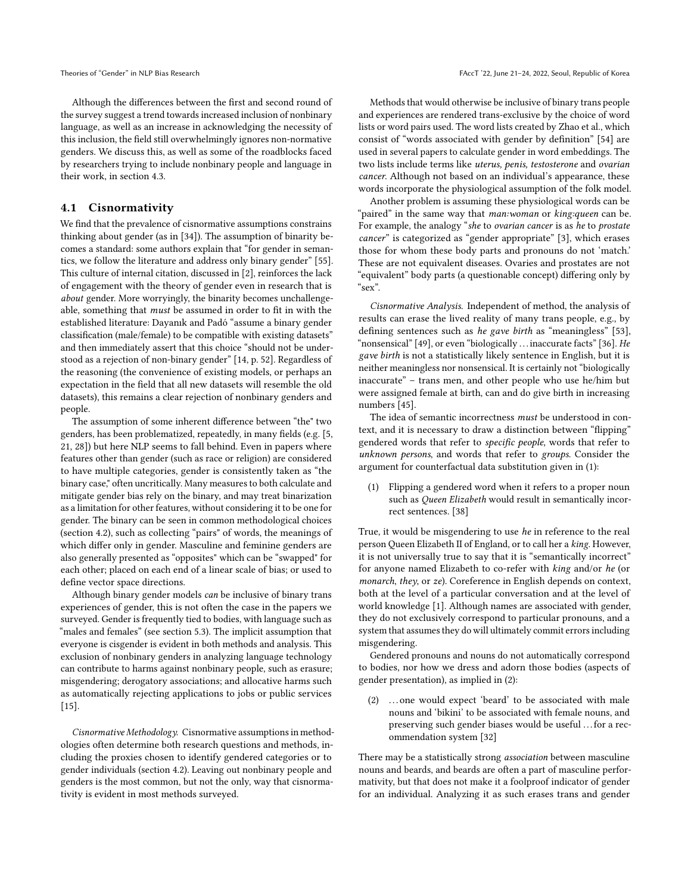Although the differences between the first and second round of the survey suggest a trend towards increased inclusion of nonbinary language, as well as an increase in acknowledging the necessity of this inclusion, the field still overwhelmingly ignores non-normative genders. We discuss this, as well as some of the roadblocks faced by researchers trying to include nonbinary people and language in their work, in section 4.3.

## 4.1 Cisnormativity

We find that the prevalence of cisnormative assumptions constrains thinking about gender (as in [34]). The assumption of binarity becomes a standard: some authors explain that "for gender in semantics, we follow the literature and address only binary gender" [55]. This culture of internal citation, discussed in [2], reinforces the lack of engagement with the theory of gender even in research that is *about* gender. More worryingly, the binarity becomes unchallengeable, something that *must* be assumed in order to fit in with the established literature: Dayanık and Padó "assume a binary gender classification (male/female) to be compatible with existing datasets" and then immediately assert that this choice "should not be understood as a rejection of non-binary gender" [14, p. 52]. Regardless of the reasoning (the convenience of existing models, or perhaps an expectation in the field that all new datasets will resemble the old datasets), this remains a clear rejection of nonbinary genders and people.

The assumption of some inherent difference between "the" two genders, has been problematized, repeatedly, in many fields (e.g. [5, 21, 28]) but here NLP seems to fall behind. Even in papers where features other than gender (such as race or religion) are considered to have multiple categories, gender is consistently taken as "the binary case," often uncritically. Many measures to both calculate and mitigate gender bias rely on the binary, and may treat binarization as a limitation for other features, without considering it to be one for gender. The binary can be seen in common methodological choices (section 4.2), such as collecting "pairs" of words, the meanings of which differ only in gender. Masculine and feminine genders are also generally presented as "opposites" which can be "swapped" for each other; placed on each end of a linear scale of bias; or used to define vector space directions.

Although binary gender models *can* be inclusive of binary trans experiences of gender, this is not often the case in the papers we surveyed. Gender is frequently tied to bodies, with language such as "males and females" (see section 5.3). The implicit assumption that everyone is cisgender is evident in both methods and analysis. This exclusion of nonbinary genders in analyzing language technology can contribute to harms against nonbinary people, such as erasure; misgendering; derogatory associations; and allocative harms such as automatically rejecting applications to jobs or public services [15].

*Cisnormative Methodology.* Cisnormative assumptions in methodologies often determine both research questions and methods, including the proxies chosen to identify gendered categories or to gender individuals (section 4.2). Leaving out nonbinary people and genders is the most common, but not the only, way that cisnormativity is evident in most methods surveyed.

Methods that would otherwise be inclusive of binary trans people and experiences are rendered trans-exclusive by the choice of word lists or word pairs used. The word lists created by Zhao et al., which consist of "words associated with gender by definition" [54] are used in several papers to calculate gender in word embeddings. The two lists include terms like *uterus*, *penis*, *testosterone* and *ovarian cancer*. Although not based on an individual's appearance, these words incorporate the physiological assumption of the folk model.

Another problem is assuming these physiological words can be "paired" in the same way that *man:woman* or *king:queen* can be. For example, the analogy "*she* to *ovarian cancer* is as *he* to *prostate cancer*" is categorized as "gender appropriate" [3], which erases those for whom these body parts and pronouns do not 'match.' These are not equivalent diseases. Ovaries and prostates are not "equivalent" body parts (a questionable concept) differing only by "sex".

*Cisnormative Analysis.* Independent of method, the analysis of results can erase the lived reality of many trans people, e.g., by defining sentences such as *he gave birth* as "meaningless" [53], "nonsensical" [49], or even "biologically ... inaccurate facts" [36]. *He gave birth* is not a statistically likely sentence in English, but it is neither meaningless nor nonsensical. It is certainly not "biologically inaccurate" – trans men, and other people who use he/him but were assigned female at birth, can and do give birth in increasing numbers [45].

The idea of semantic incorrectness *must* be understood in context, and it is necessary to draw a distinction between "flipping" gendered words that refer to *specific people*, words that refer to *unknown persons*, and words that refer to *groups*. Consider the argument for counterfactual data substitution given in (1):

> (1) Flipping a gendered word when it refers to a proper noun such as *Queen Elizabeth* would result in semantically incorrect sentences. [38]

True, it would be misgendering to use *he* in reference to the real person Queen Elizabeth II of England, or to call her a *king*. However, it is not universally true to say that it is "semantically incorrect" for anyone named Elizabeth to co-refer with *king* and/or *he* (or *monarch*, *they*, or *ze*). Coreference in English depends on context, both at the level of a particular conversation and at the level of world knowledge [1]. Although names are associated with gender, they do not exclusively correspond to particular pronouns, and a system that assumes they do will ultimately commit errors including misgendering.

Gendered pronouns and nouns do not automatically correspond to bodies, nor how we dress and adorn those bodies (aspects of gender presentation), as implied in (2):

> (2) ... one would expect 'beard' to be associated with male nouns and 'bikini' to be associated with female nouns, and preserving such gender biases would be useful ... for a recommendation system [32]

There may be a statistically strong *association* between masculine nouns and beards, and beards are often a part of masculine performativity, but that does not make it a foolproof indicator of gender for an individual. Analyzing it as such erases trans and gender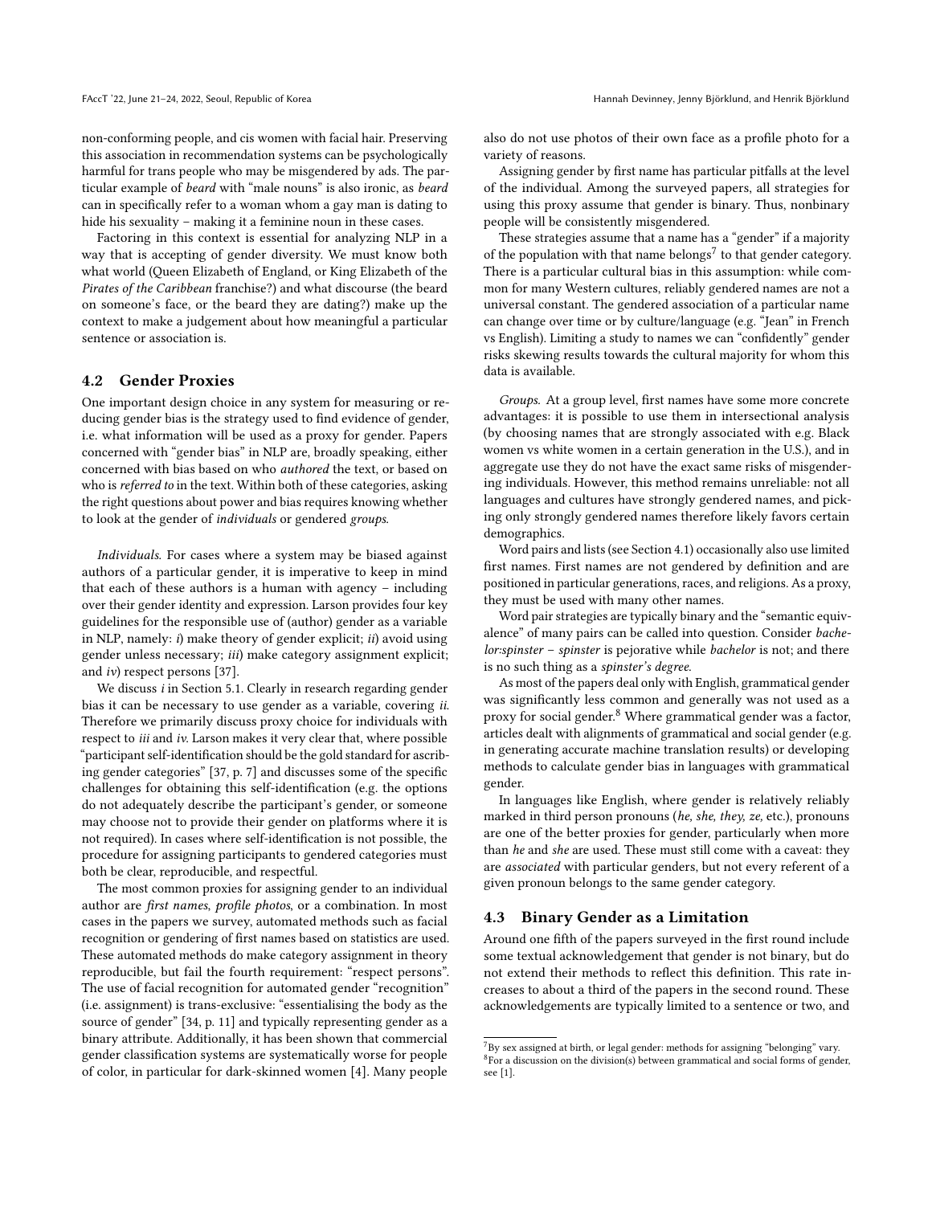non-conforming people, and cis women with facial hair. Preserving this association in recommendation systems can be psychologically harmful for trans people who may be misgendered by ads. The particular example of *beard* with "male nouns" is also ironic, as *beard* can in specifically refer to a woman whom a gay man is dating to hide his sexuality – making it a feminine noun in these cases.

Factoring in this context is essential for analyzing NLP in a way that is accepting of gender diversity. We must know both what world (Queen Elizabeth of England, or King Elizabeth of the *Pirates of the Caribbean* franchise?) and what discourse (the beard on someone's face, or the beard they are dating?) make up the context to make a judgement about how meaningful a particular sentence or association is.

### 4.2 Gender Proxies

One important design choice in any system for measuring or reducing gender bias is the strategy used to find evidence of gender, i.e. what information will be used as a proxy for gender. Papers concerned with "gender bias" in NLP are, broadly speaking, either concerned with bias based on who *authored* the text, or based on who is *referred to* in the text. Within both of these categories, asking the right questions about power and bias requires knowing whether to look at the gender of *individuals* or gendered *groups*.

*Individuals.* For cases where a system may be biased against authors of a particular gender, it is imperative to keep in mind that each of these authors is a human with agency – including over their gender identity and expression. Larson provides four key guidelines for the responsible use of (author) gender as a variable in NLP, namely: *i)* make theory of gender explicit; *ii)* avoid using gender unless necessary; *iii)* make category assignment explicit; and *iv)* respect persons [37].

We discuss *i* in Section 5.1. Clearly in research regarding gender bias it can be necessary to use gender as a variable, covering *ii*. Therefore we primarily discuss proxy choice for individuals with respect to *iii* and *iv*. Larson makes it very clear that, where possible "participant self-identification should be the gold standard for ascribing gender categories" [37, p. 7] and discusses some of the specific challenges for obtaining this self-identification (e.g. the options do not adequately describe the participant's gender, or someone may choose not to provide their gender on platforms where it is not required). In cases where self-identification is not possible, the procedure for assigning participants to gendered categories must both be clear, reproducible, and respectful.

The most common proxies for assigning gender to an individual author are *first names*, *profile photos*, or a combination. In most cases in the papers we survey, automated methods such as facial recognition or gendering of first names based on statistics are used. These automated methods do make category assignment in theory reproducible, but fail the fourth requirement: "respect persons". The use of facial recognition for automated gender "recognition" (i.e. assignment) is trans-exclusive: "essentialising the body as the source of gender" [34, p. 11] and typically representing gender as a binary attribute. Additionally, it has been shown that commercial gender classification systems are systematically worse for people of color, in particular for dark-skinned women [4]. Many people also do not use photos of their own face as a profile photo for a variety of reasons.

Assigning gender by first name has particular pitfalls at the level of the individual. Among the surveyed papers, all strategies for using this proxy assume that gender is binary. Thus, nonbinary people will be consistently misgendered.

These strategies assume that a name has a "gender" if a majority of the population with that name belongs[7] to that gender category. There is a particular cultural bias in this assumption: while common for many Western cultures, reliably gendered names are not a universal constant. The gendered association of a particular name can change over time or by culture/language (e.g. "Jean" in French vs English). Limiting a study to names we can "confidently" gender risks skewing results towards the cultural majority for whom this data is available.

*Groups.* At a group level, first names have some more concrete advantages: it is possible to use them in intersectional analysis (by choosing names that are strongly associated with e.g. Black women vs white women in a certain generation in the U.S.), and in aggregate use they do not have the exact same risks of misgendering individuals. However, this method remains unreliable: not all languages and cultures have strongly gendered names, and picking only strongly gendered names therefore likely favors certain demographics.

Word pairs and lists (see Section 4.1) occasionally also use limited first names. First names are not gendered by definition and are positioned in particular generations, races, and religions. As a proxy, they must be used with many other names.

Word pair strategies are typically binary and the "semantic equivalence" of many pairs can be called into question. Consider *bachelor:spinster* – *spinster* is pejorative while *bachelor* is not; and there is no such thing as a *spinster's degree*.

As most of the papers deal only with English, grammatical gender was significantly less common and generally was not used as a proxy for social gender.[8] Where grammatical gender was a factor, articles dealt with alignments of grammatical and social gender (e.g. in generating accurate machine translation results) or developing methods to calculate gender bias in languages with grammatical gender.

In languages like English, where gender is relatively reliably marked in third person pronouns (*he, she, they, ze,* etc.), pronouns are one of the better proxies for gender, particularly when more than *he* and *she* are used. These must still come with a caveat: they are *associated* with particular genders, but not every referent of a given pronoun belongs to the same gender category.

### 4.3 Binary Gender as a Limitation

Around one fifth of the papers surveyed in the first round include some textual acknowledgement that gender is not binary, but do not extend their methods to reflect this definition. This rate increases to about a third of the papers in the second round. These acknowledgements are typically limited to a sentence or two, and

---

[7] By sex assigned at birth, or legal gender: methods for assigning "belonging" vary.

[8] For a discussion on the division(s) between grammatical and social forms of gender, see [1].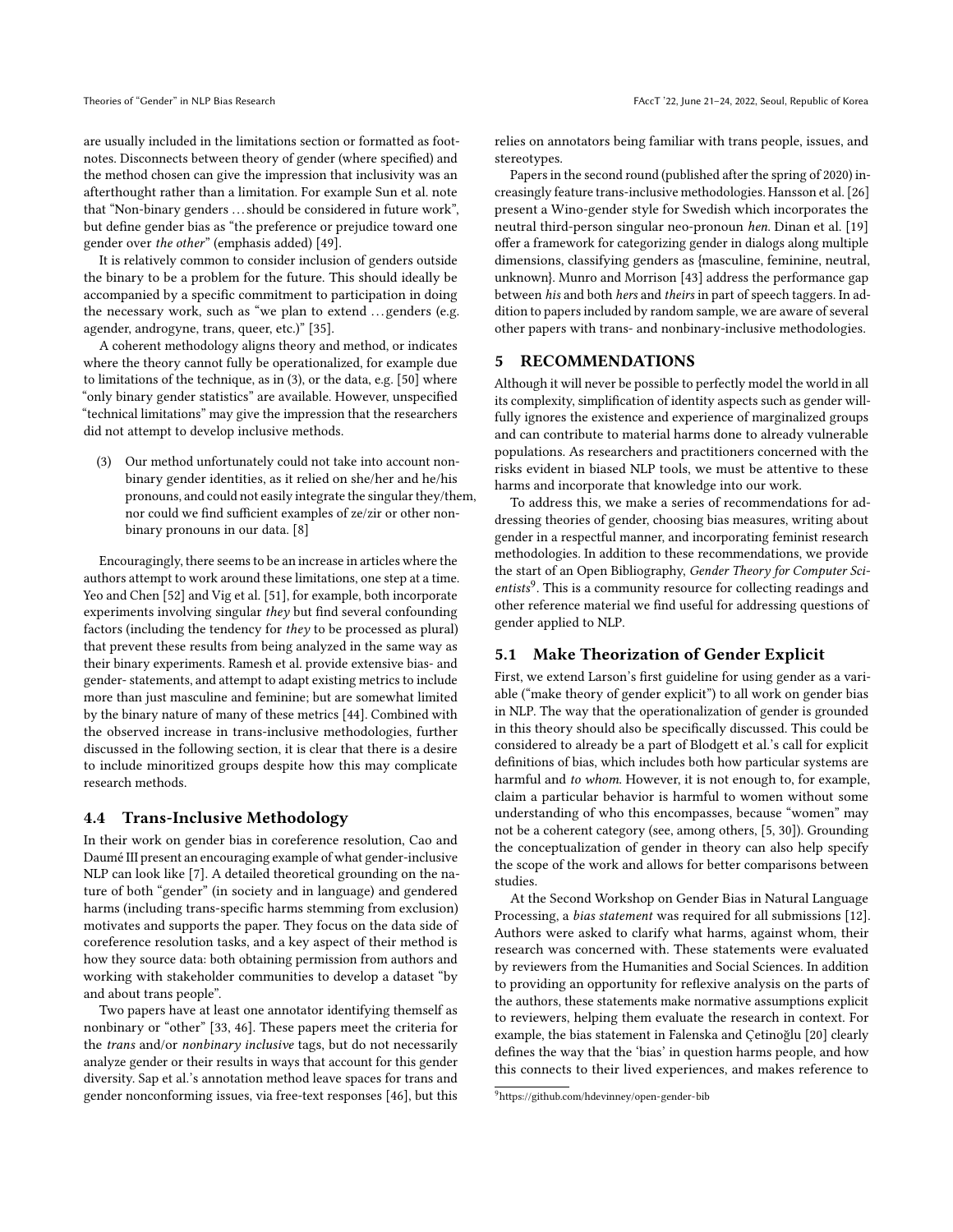are usually included in the limitations section or formatted as footnotes. Disconnects between theory of gender (where specified) and the method chosen can give the impression that inclusivity was an afterthought rather than a limitation. For example Sun et al. note that "Non-binary genders . . . should be considered in future work", but define gender bias as "the preference or prejudice toward one gender over *the other*" (emphasis added) [49].

It is relatively common to consider inclusion of genders outside the binary to be a problem for the future. This should ideally be accompanied by a specific commitment to participation in doing the necessary work, such as "we plan to extend . . . genders (e.g. agender, androgyne, trans, queer, etc.)" [35].

A coherent methodology aligns theory and method, or indicates where the theory cannot fully be operationalized, for example due to limitations of the technique, as in (3), or the data, e.g. [50] where "only binary gender statistics" are available. However, unspecified "technical limitations" may give the impression that the researchers did not attempt to develop inclusive methods.

(3) Our method unfortunately could not take into account non-binary gender identities, as it relied on she/her and he/his pronouns, and could not easily integrate the singular they/them, nor could we find sufficient examples of ze/zir or other non-binary pronouns in our data. [8]

Encouragingly, there seems to be an increase in articles where the authors attempt to work around these limitations, one step at a time. Yeo and Chen [52] and Vig et al. [51], for example, both incorporate experiments involving singular *they* but find several confounding factors (including the tendency for *they* to be processed as plural) that prevent these results from being analyzed in the same way as their binary experiments. Ramesh et al. provide extensive bias- and gender- statements, and attempt to adapt existing metrics to include more than just masculine and feminine; but are somewhat limited by the binary nature of many of these metrics [44]. Combined with the observed increase in trans-inclusive methodologies, further discussed in the following section, it is clear that there is a desire to include minoritized groups despite how this may complicate research methods.

### 4.4 Trans-Inclusive Methodology

In their work on gender bias in coreference resolution, Cao and Daumé III present an encouraging example of what gender-inclusive NLP can look like [7]. A detailed theoretical grounding on the nature of both "gender" (in society and in language) and gendered harms (including trans-specific harms stemming from exclusion) motivates and supports the paper. They focus on the data side of coreference resolution tasks, and a key aspect of their method is how they source data: both obtaining permission from authors and working with stakeholder communities to develop a dataset "by and about trans people".

Two papers have at least one annotator identifying themself as nonbinary or "other" [33, 46]. These papers meet the criteria for the *trans* and/or *nonbinary inclusive* tags, but do not necessarily analyze gender or their results in ways that account for this gender diversity. Sap et al.'s annotation method leave spaces for trans and gender nonconforming issues, via free-text responses [46], but this relies on annotators being familiar with trans people, issues, and stereotypes.

Papers in the second round (published after the spring of 2020) increasingly feature trans-inclusive methodologies. Hansson et al. [26] present a Wino-gender style for Swedish which incorporates the neutral third-person singular neo-pronoun *hen*. Dinan et al. [19] offer a framework for categorizing gender in dialogs along multiple dimensions, classifying genders as {masculine, feminine, neutral, unknown}. Munro and Morrison [43] address the performance gap between *his* and both *hers* and *theirs* in part of speech taggers. In addition to papers included by random sample, we are aware of several other papers with trans- and nonbinary-inclusive methodologies.

## 5 RECOMMENDATIONS

Although it will never be possible to perfectly model the world in all its complexity, simplification of identity aspects such as gender willfully ignores the existence and experience of marginalized groups and can contribute to material harms done to already vulnerable populations. As researchers and practitioners concerned with the risks evident in biased NLP tools, we must be attentive to these harms and incorporate that knowledge into our work.

To address this, we make a series of recommendations for addressing theories of gender, choosing bias measures, writing about gender in a respectful manner, and incorporating feminist research methodologies. In addition to these recommendations, we provide the start of an Open Bibliography, *Gender Theory for Computer Scientists*[9]. This is a community resource for collecting readings and other reference material we find useful for addressing questions of gender applied to NLP.

### 5.1 Make Theorization of Gender Explicit

First, we extend Larson's first guideline for using gender as a variable ("make theory of gender explicit") to all work on gender bias in NLP. The way that the operationalization of gender is grounded in this theory should also be specifically discussed. This could be considered to already be a part of Blodgett et al.'s call for explicit definitions of bias, which includes both how particular systems are harmful and *to whom*. However, it is not enough to, for example, claim a particular behavior is harmful to women without some understanding of who this encompasses, because "women" may not be a coherent category (see, among others, [5, 30]). Grounding the conceptualization of gender in theory can also help specify the scope of the work and allows for better comparisons between studies.

At the Second Workshop on Gender Bias in Natural Language Processing, a *bias statement* was required for all submissions [12]. Authors were asked to clarify what harms, against whom, their research was concerned with. These statements were evaluated by reviewers from the Humanities and Social Sciences. In addition to providing an opportunity for reflexive analysis on the parts of the authors, these statements make normative assumptions explicit to reviewers, helping them evaluate the research in context. For example, the bias statement in Falenska and Çetinoğlu [20] clearly defines the way that the 'bias' in question harms people, and how this connects to their lived experiences, and makes reference to

[9] https://github.com/hdevinney/open-gender-bib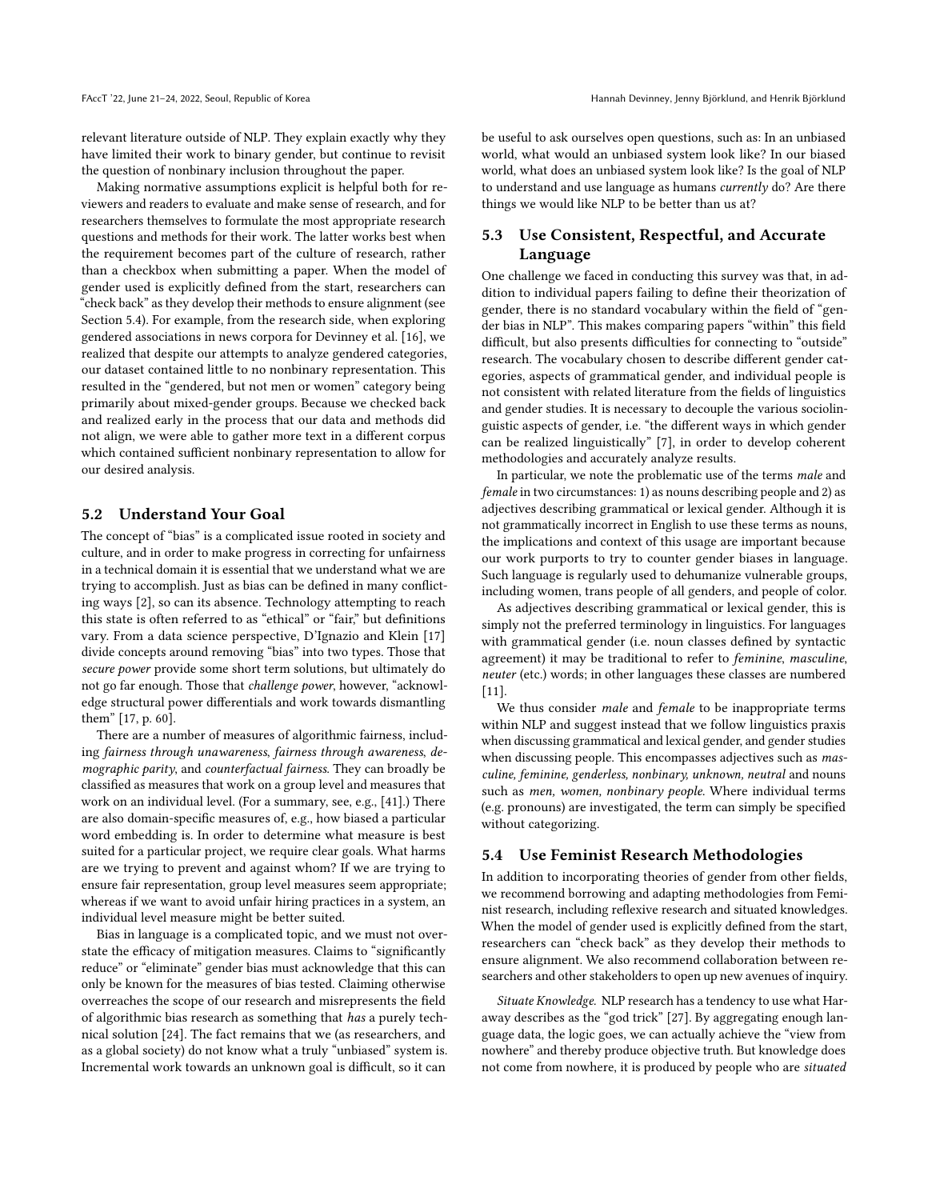relevant literature outside of NLP. They explain exactly why they have limited their work to binary gender, but continue to revisit the question of nonbinary inclusion throughout the paper.

Making normative assumptions explicit is helpful both for reviewers and readers to evaluate and make sense of research, and for researchers themselves to formulate the most appropriate research questions and methods for their work. The latter works best when the requirement becomes part of the culture of research, rather than a checkbox when submitting a paper. When the model of gender used is explicitly defined from the start, researchers can "check back" as they develop their methods to ensure alignment (see Section 5.4). For example, from the research side, when exploring gendered associations in news corpora for Devinney et al. [16], we realized that despite our attempts to analyze gendered categories, our dataset contained little to no nonbinary representation. This resulted in the "gendered, but not men or women" category being primarily about mixed-gender groups. Because we checked back and realized early in the process that our data and methods did not align, we were able to gather more text in a different corpus which contained sufficient nonbinary representation to allow for our desired analysis.

## 5.2 Understand Your Goal

The concept of "bias" is a complicated issue rooted in society and culture, and in order to make progress in correcting for unfairness in a technical domain it is essential that we understand what we are trying to accomplish. Just as bias can be defined in many conflicting ways [2], so can its absence. Technology attempting to reach this state is often referred to as "ethical" or "fair," but definitions vary. From a data science perspective, D'Ignazio and Klein [17] divide concepts around removing "bias" into two types. Those that *secure power* provide some short term solutions, but ultimately do not go far enough. Those that *challenge power*, however, "acknowledge structural power differentials and work towards dismantling them" [17, p. 60].

There are a number of measures of algorithmic fairness, including *fairness through unawareness*, *fairness through awareness*, *demographic parity*, and *counterfactual fairness*. They can broadly be classified as measures that work on a group level and measures that work on an individual level. (For a summary, see, e.g., [41].) There are also domain-specific measures of, e.g., how biased a particular word embedding is. In order to determine what measure is best suited for a particular project, we require clear goals. What harms are we trying to prevent and against whom? If we are trying to ensure fair representation, group level measures seem appropriate; whereas if we want to avoid unfair hiring practices in a system, an individual level measure might be better suited.

Bias in language is a complicated topic, and we must not overstate the efficacy of mitigation measures. Claims to "significantly reduce" or "eliminate" gender bias must acknowledge that this can only be known for the measures of bias tested. Claiming otherwise overreaches the scope of our research and misrepresents the field of algorithmic bias research as something that *has* a purely technical solution [24]. The fact remains that we (as researchers, and as a global society) do not know what a truly "unbiased" system is. Incremental work towards an unknown goal is difficult, so it can be useful to ask ourselves open questions, such as: In an unbiased world, what would an unbiased system look like? In our biased world, what does an unbiased system look like? Is the goal of NLP to understand and use language as humans *currently* do? Are there things we would like NLP to be better than us at?

## 5.3 Use Consistent, Respectful, and Accurate Language

One challenge we faced in conducting this survey was that, in addition to individual papers failing to define their theorization of gender, there is no standard vocabulary within the field of "gender bias in NLP". This makes comparing papers "within" this field difficult, but also presents difficulties for connecting to "outside" research. The vocabulary chosen to describe different gender categories, aspects of grammatical gender, and individual people is not consistent with related literature from the fields of linguistics and gender studies. It is necessary to decouple the various sociolinguistic aspects of gender, i.e. "the different ways in which gender can be realized linguistically" [7], in order to develop coherent methodologies and accurately analyze results.

In particular, we note the problematic use of the terms *male* and *female* in two circumstances: 1) as nouns describing people and 2) as adjectives describing grammatical or lexical gender. Although it is not grammatically incorrect in English to use these terms as nouns, the implications and context of this usage are important because our work purports to try to counter gender biases in language. Such language is regularly used to dehumanize vulnerable groups, including women, trans people of all genders, and people of color.

As adjectives describing grammatical or lexical gender, this is simply not the preferred terminology in linguistics. For languages with grammatical gender (i.e. noun classes defined by syntactic agreement) it may be traditional to refer to *feminine*, *masculine*, *neuter* (etc.) words; in other languages these classes are numbered [11].

We thus consider *male* and *female* to be inappropriate terms within NLP and suggest instead that we follow linguistics praxis when discussing grammatical and lexical gender, and gender studies when discussing people. This encompasses adjectives such as *masculine, feminine, genderless, nonbinary, unknown, neutral* and nouns such as *men, women, nonbinary people*. Where individual terms (e.g. pronouns) are investigated, the term can simply be specified without categorizing.

## 5.4 Use Feminist Research Methodologies

In addition to incorporating theories of gender from other fields, we recommend borrowing and adapting methodologies from Feminist research, including reflexive research and situated knowledges. When the model of gender used is explicitly defined from the start, researchers can "check back" as they develop their methods to ensure alignment. We also recommend collaboration between researchers and other stakeholders to open up new avenues of inquiry.

*Situate Knowledge.* NLP research has a tendency to use what Haraway describes as the "god trick" [27]. By aggregating enough language data, the logic goes, we can actually achieve the "view from nowhere" and thereby produce objective truth. But knowledge does not come from nowhere, it is produced by people who are *situated*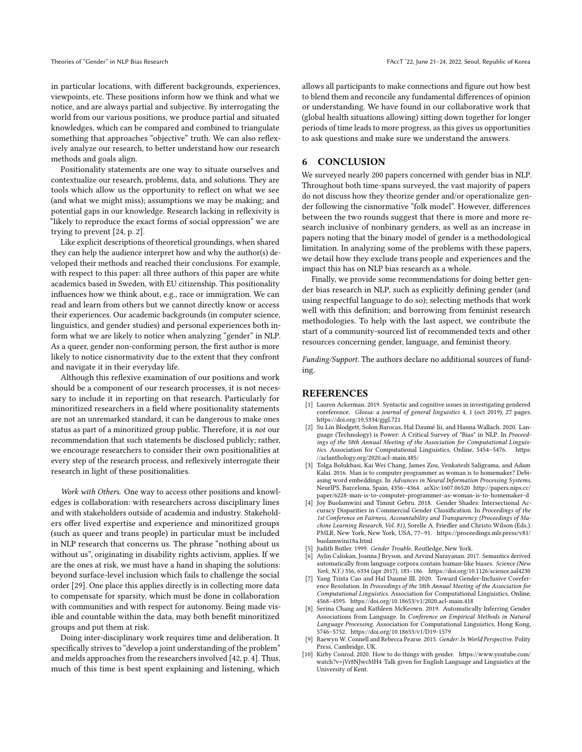in particular locations, with different backgrounds, experiences, viewpoints, etc. These positions inform how we think and what we notice, and are always partial and subjective. By interrogating the world from our various positions, we produce partial and situated knowledges, which can be compared and combined to triangulate something that approaches "objective" truth. We can also reflexively analyze our research, to better understand how our research methods and goals align.

Positionality statements are one way to situate ourselves and contextualize our research, problems, data, and solutions. They are tools which allow us the opportunity to reflect on what we see (and what we might miss); assumptions we may be making; and potential gaps in our knowledge. Research lacking in reflexivity is "likely to reproduce the exact forms of social oppression" we are trying to prevent [24, p. 2].

Like explicit descriptions of theoretical groundings, when shared they can help the audience interpret how and why the author(s) developed their methods and reached their conclusions. For example, with respect to this paper: all three authors of this paper are white academics based in Sweden, with EU citizenship. This positionality influences how we think about, e.g., race or immigration. We can read and learn from others but we cannot directly know or access their experiences. Our academic backgrounds (in computer science, linguistics, and gender studies) and personal experiences both inform what we are likely to notice when analyzing "gender" in NLP. As a queer, gender non-conforming person, the first author is more likely to notice cisnormativity due to the extent that they confront and navigate it in their everyday life.

Although this reflexive examination of our positions and work should be a component of our research processes, it is not necessary to include it in reporting on that research. Particularly for minoritized researchers in a field where positionality statements are not an unremarked standard, it can be dangerous to make ones status as part of a minoritized group public. Therefore, it is *not* our recommendation that such statements be disclosed publicly; rather, we encourage researchers to consider their own positionalities at every step of the research process, and reflexively interrogate their research in light of these positionalities.

*Work with Others.* One way to access other positions and knowledges is collaboration: with researchers across disciplinary lines and with stakeholders outside of academia and industry. Stakeholders offer lived expertise and experience and minoritized groups (such as queer and trans people) in particular must be included in NLP research that concerns us. The phrase "nothing about us without us", originating in disability rights activism, applies. If we are the ones at risk, we must have a hand in shaping the solutions: beyond surface-level inclusion which fails to challenge the social order [29]. One place this applies directly is in collecting more data to compensate for sparsity, which must be done in collaboration with communities and with respect for autonomy. Being made visible and countable within the data, may both benefit minoritized groups and put them at risk.

Doing inter-disciplinary work requires time and deliberation. It specifically strives to "develop a joint understanding of the problem" and melds approaches from the researchers involved [42, p. 4]. Thus, much of this time is best spent explaining and listening, which allows all participants to make connections and figure out how best to blend them and reconcile any fundamental differences of opinion or understanding. We have found in our collaborative work that (global health situations allowing) sitting down together for longer periods of time leads to more progress, as this gives us opportunities to ask questions and make sure we understand the answers.

## 6 CONCLUSION

We surveyed nearly 200 papers concerned with gender bias in NLP. Throughout both time-spans surveyed, the vast majority of papers do not discuss how they theorize gender and/or operationalize gender following the cisnormative "folk model". However, differences between the two rounds suggest that there is more and more research inclusive of nonbinary genders, as well as an increase in papers noting that the binary model of gender is a methodological limitation. In analyzing some of the problems with these papers, we detail how they exclude trans people and experiences and the impact this has on NLP bias research as a whole.

Finally, we provide some recommendations for doing better gender bias research in NLP, such as explicitly defining gender (and using respectful language to do so); selecting methods that work well with this definition; and borrowing from feminist research methodologies. To help with the last aspect, we contribute the start of a community-sourced list of recommended texts and other resources concerning gender, language, and feminist theory.

*Funding/Support.* The authors declare no additional sources of funding.

## REFERENCES

- [1] Lauren Ackerman. 2019. Syntactic and cognitive issues in investigating gendered coreference. *Glossa: a journal of general linguistics* 4, 1 (oct 2019), 27 pages. https://doi.org/10.5334/gjgl.721
- [2] Su Lin Blodgett, Solon Barocas, Hal Daumé Iii, and Hanna Wallach. 2020. Language (Technology) is Power: A Critical Survey of "Bias" in NLP. In *Proceedings of the 58th Annual Meeting of the Association for Computational Linguistics*. Association for Computational Linguistics, Online, 5454–5476. https://aclanthology.org/2020.acl-main.485/
- [3] Tolga Bolukbasi, Kai Wei Chang, James Zou, Venkatesh Saligrama, and Adam Kalai. 2016. Man is to computer programmer as woman is to homemaker? Debiasing word embeddings. In *Advances in Neural Information Processing Systems*. NeurIPS, Barcelona, Spain, 4356–4364. arXiv:1607.06520 http://papers.nips.cc/paper/6228-man-is-to-computer-programmer-as-woman-is-to-homemaker-d
- [4] Joy Buolamwini and Timnit Gebru. 2018. Gender Shades: Intersectional Accuracy Disparities in Commercial Gender Classification. In *Proceedings of the 1st Conference on Fairness, Accountability and Transparency (Proceedings of Machine Learning Research, Vol. 81)*, Sorelle A. Friedler and Christo Wilson (Eds.). PMLR, New York, New York, USA, 77–91. https://proceedings.mlr.press/v81/buolamwini18a.html
- [5] Judith Butler. 1999. *Gender Trouble*. Routledge, New York.
- [6] Aylin Caliskan, Joanna J Bryson, and Arvind Narayanan. 2017. Semantics derived automatically from language corpora contain human-like biases. *Science (New York, N.Y.)* 356, 6334 (apr 2017), 183–186. https://doi.org/10.1126/science.aal4230
- [7] Yang Trista Cao and Hal Daumé III. 2020. Toward Gender-Inclusive Coreference Resolution. In *Proceedings of the 58th Annual Meeting of the Association for Computational Linguistics*. Association for Computational Linguistics, Online, 4568–4595. https://doi.org/10.18653/v1/2020.acl-main.418
- [8] Serina Chang and Kathleen McKeown. 2019. Automatically Inferring Gender Associations from Language. In *Conference on Empirical Methods in Natural Language Processing*. Association for Computational Linguistics, Hong Kong, 5746–5752. https://doi.org/10.18653/v1/D19-1579
- [9] Raewyn W. Connell and Rebecca Pearse. 2015. *Gender: In World Perspective*. Polity Press, Cambridge, UK.
- [10] Kirby Conrod. 2020. How to do things with gender. https://www.youtube.com/watch?v=jVr8NJwcMH4 Talk given for English Language and Linguistics at the University of Kent.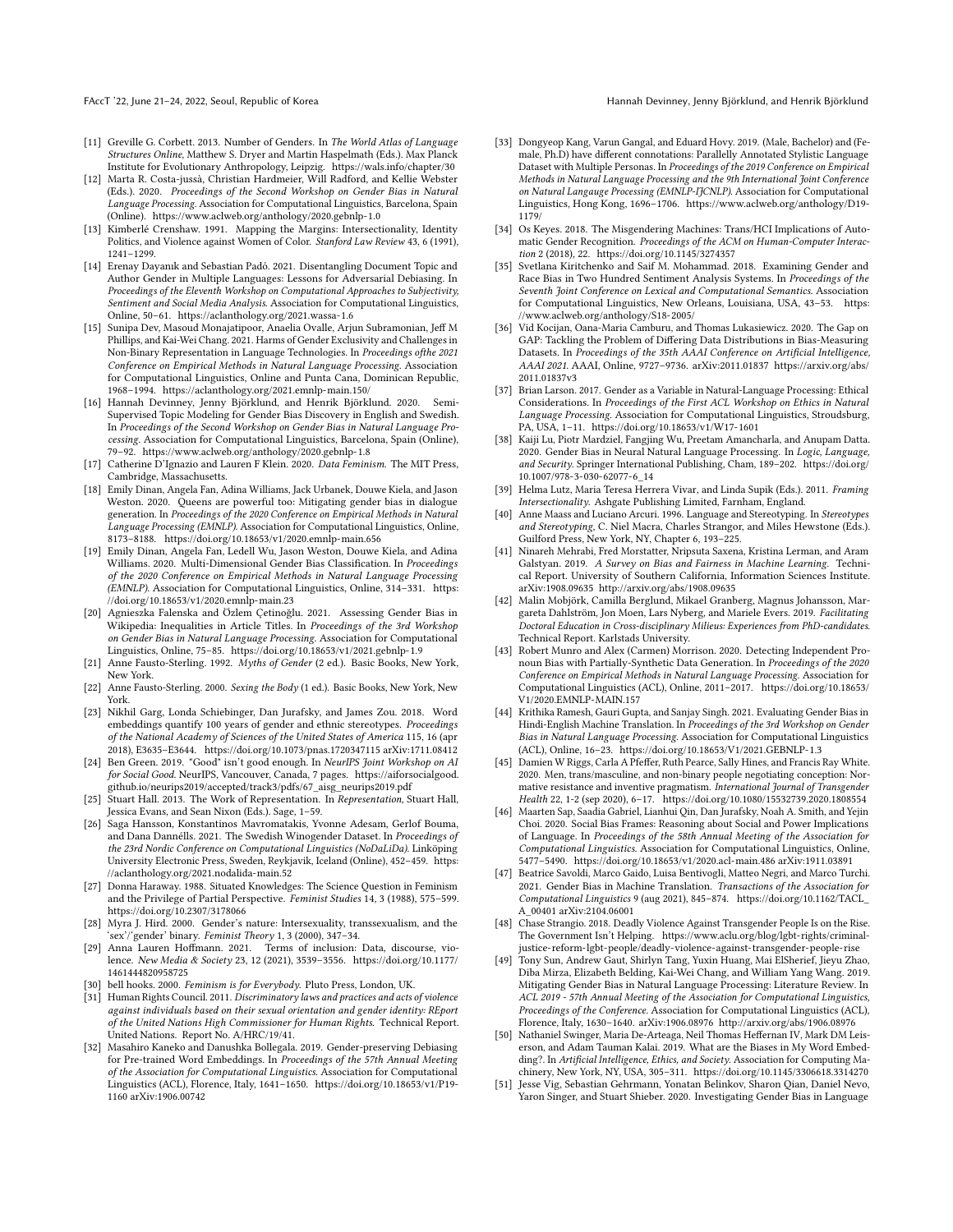- [11] Greville G. Corbett. 2013. Number of Genders. In *The World Atlas of Language Structures Online*, Matthew S. Dryer and Martin Haspelmath (Eds.). Max Planck Institute for Evolutionary Anthropology, Leipzig. https://wals.info/chapter/30
- [12] Marta R. Costa-jussà, Christian Hardmeier, Will Radford, and Kellie Webster (Eds.). 2020. *Proceedings of the Second Workshop on Gender Bias in Natural Language Processing*. Association for Computational Linguistics, Barcelona, Spain (Online). https://www.aclweb.org/anthology/2020.gebnlp-1.0
- [13] Kimberlé Crenshaw. 1991. Mapping the Margins: Intersectionality, Identity Politics, and Violence against Women of Color. *Stanford Law Review* 43, 6 (1991), 1241–1299.
- [14] Erenay Dayanık and Sebastian Padó. 2021. Disentangling Document Topic and Author Gender in Multiple Languages: Lessons for Adversarial Debiasing. In *Proceedings of the Eleventh Workshop on Computational Approaches to Subjectivity, Sentiment and Social Media Analysis*. Association for Computational Linguistics, Online, 50–61. https://aclanthology.org/2021.wassa-1.6
- [15] Sunipa Dev, Masoud Monajatipoor, Anaelia Ovalle, Arjun Subramonian, Jeff M Phillips, and Kai-Wei Chang. 2021. Harms of Gender Exclusivity and Challenges in Non-Binary Representation in Language Technologies. In *Proceedings ofthe 2021 Conference on Empirical Methods in Natural Language Processing*. Association for Computational Linguistics, Online and Punta Cana, Dominican Republic, 1968–1994. https://aclanthology.org/2021.emnlp-main.150/
- [16] Hannah Devinney, Jenny Björklund, and Henrik Björklund. 2020. Semi-Supervised Topic Modeling for Gender Bias Discovery in English and Swedish. In *Proceedings of the Second Workshop on Gender Bias in Natural Language Processing*. Association for Computational Linguistics, Barcelona, Spain (Online), 79–92. https://www.aclweb.org/anthology/2020.gebnlp-1.8
- [17] Catherine D'Ignazio and Lauren F Klein. 2020. *Data Feminism*. The MIT Press, Cambridge, Massachusetts.
- [18] Emily Dinan, Angela Fan, Adina Williams, Jack Urbanek, Douwe Kiela, and Jason Weston. 2020. Queens are powerful too: Mitigating gender bias in dialogue generation. In *Proceedings of the 2020 Conference on Empirical Methods in Natural Language Processing (EMNLP)*. Association for Computational Linguistics, Online, 8173–8188. https://doi.org/10.18653/v1/2020.emnlp-main.656
- [19] Emily Dinan, Angela Fan, Ledell Wu, Jason Weston, Douwe Kiela, and Adina Williams. 2020. Multi-Dimensional Gender Bias Classification. In *Proceedings of the 2020 Conference on Empirical Methods in Natural Language Processing (EMNLP)*. Association for Computational Linguistics, Online, 314–331. https://doi.org/10.18653/v1/2020.emnlp-main.23
- [20] Agnieszka Falenska and Özlem Çetinoğlu. 2021. Assessing Gender Bias in Wikipedia: Inequalities in Article Titles. In *Proceedings of the 3rd Workshop on Gender Bias in Natural Language Processing*. Association for Computational Linguistics, Online, 75–85. https://doi.org/10.18653/v1/2021.gebnlp-1.9
- [21] Anne Fausto-Sterling. 1992. *Myths of Gender* (2 ed.). Basic Books, New York, New York.
- [22] Anne Fausto-Sterling. 2000. *Sexing the Body* (1 ed.). Basic Books, New York, New York.
- [23] Nikhil Garg, Londa Schiebinger, Dan Jurafsky, and James Zou. 2018. Word embeddings quantify 100 years of gender and ethnic stereotypes. *Proceedings of the National Academy of Sciences of the United States of America* 115, 16 (apr 2018), E3635–E3644. https://doi.org/10.1073/pnas.1720347115 arXiv:1711.08412
- [24] Ben Green. 2019. "Good" isn't good enough. In *NeurIPS Joint Workshop on AI for Social Good*. NeurIPS, Vancouver, Canada, 7 pages. https://aiforsocialgood.github.io/neurips2019/accepted/track3/pdfs/67_aisg_neurips2019.pdf
- [25] Stuart Hall. 2013. The Work of Representation. In *Representation*, Stuart Hall, Jessica Evans, and Sean Nixon (Eds.). Sage, 1–59.
- [26] Saga Hansson, Konstantinos Mavromatakis, Yvonne Adesam, Gerlof Bouma, and Dana Dannélls. 2021. The Swedish Winogender Dataset. In *Proceedings of the 23rd Nordic Conference on Computational Linguistics (NoDaLiDa)*. Linköping University Electronic Press, Sweden, Reykjavik, Iceland (Online), 452–459. https://aclanthology.org/2021.nodalida-main.52
- [27] Donna Haraway. 1988. Situated Knowledges: The Science Question in Feminism and the Privilege of Partial Perspective. *Feminist Studies* 14, 3 (1988), 575–599. https://doi.org/10.2307/3178066
- [28] Myra J. Hird. 2000. Gender's nature: Intersexuality, transsexualism, and the 'sex'/'gender' binary. *Feminist Theory* 1, 3 (2000), 347–34.
- [29] Anna Lauren Hoffmann. 2021. Terms of inclusion: Data, discourse, violence. *New Media & Society* 23, 12 (2021), 3539–3556. https://doi.org/10.1177/1461444820958725
- [30] bell hooks. 2000. *Feminism is for Everybody*. Pluto Press, London, UK.
- [31] Human Rights Council. 2011. *Discriminatory laws and practices and acts of violence against individuals based on their sexual orientation and gender identity: REport of the United Nations High Commissioner for Human Rights*. Technical Report. United Nations. Report No. A/HRC/19/41.
- [32] Masahiro Kaneko and Danushka Bollegala. 2019. Gender-preserving Debiasing for Pre-trained Word Embeddings. In *Proceedings of the 57th Annual Meeting of the Association for Computational Linguistics*. Association for Computational Linguistics (ACL), Florence, Italy, 1641–1650. https://doi.org/10.18653/v1/P19-1160 arXiv:1906.00742
- [33] Dongyeop Kang, Varun Gangal, and Eduard Hovy. 2019. (Male, Bachelor) and (Female, Ph.D) have different connotations: Parallelly Annotated Stylistic Language Dataset with Multiple Personas. In *Proceedings of the 2019 Conference on Empirical Methods in Natural Language Processing and the 9th International Joint Conference on Natural Langauge Processing (EMNLP-IJCNLP)*. Association for Computational Linguistics, Hong Kong, 1696–1706. https://www.aclweb.org/anthology/D19-1179/
- [34] Os Keyes. 2018. The Misgendering Machines: Trans/HCI Implications of Automatic Gender Recognition. *Proceedings of the ACM on Human-Computer Interaction* 2 (2018), 22. https://doi.org/10.1145/3274357
- [35] Svetlana Kiritchenko and Saif M. Mohammad. 2018. Examining Gender and Race Bias in Two Hundred Sentiment Analysis Systems. In *Proceedings of the Seventh Joint Conference on Lexical and Computational Semantics*. Association for Computational Linguistics, New Orleans, Louisiana, USA, 43–53. https://www.aclweb.org/anthology/S18-2005/
- [36] Vid Kocijan, Oana-Maria Camburu, and Thomas Lukasiewicz. 2020. The Gap on GAP: Tackling the Problem of Differing Data Distributions in Bias-Measuring Datasets. In *Proceedings of the 35th AAAI Conference on Artificial Intelligence, AAAI 2021*. AAAI, Online, 9727–9736. arXiv:2011.01837 https://arxiv.org/abs/2011.01837v3
- [37] Brian Larson. 2017. Gender as a Variable in Natural-Language Processing: Ethical Considerations. In *Proceedings of the First ACL Workshop on Ethics in Natural Language Processing*. Association for Computational Linguistics, Stroudsburg, PA, USA, 1–11. https://doi.org/10.18653/v1/W17-1601
- [38] Kaiji Lu, Piotr Mardziel, Fangjing Wu, Preetam Amancharla, and Anupam Datta. 2020. Gender Bias in Neural Natural Language Processing. In *Logic, Language, and Security*. Springer International Publishing, Cham, 189–202. https://doi.org/10.1007/978-3-030-62077-6_14
- [39] Helma Lutz, Maria Teresa Herrera Vivar, and Linda Supik (Eds.). 2011. *Framing Intersectionality*. Ashgate Publishing Limited, Farnham, England.
- [40] Anne Maass and Luciano Arcuri. 1996. Language and Stereotyping. In *Stereotypes and Stereotyping*, C. Niel Macra, Charles Strangor, and Miles Hewstone (Eds.). Guilford Press, New York, NY, Chapter 6, 193–225.
- [41] Ninareh Mehrabi, Fred Morstatter, Nripsuta Saxena, Kristina Lerman, and Aram Galstyan. 2019. *A Survey on Bias and Fairness in Machine Learning*. Technical Report. University of Southern California, Information Sciences Institute. arXiv:1908.09635 http://arxiv.org/abs/1908.09635
- [42] Malin Mobjörk, Camilla Berglund, Mikael Granberg, Magnus Johansson, Margareta Dahlström, Jon Moen, Lars Nyberg, and Mariele Evers. 2019. *Facilitating Doctoral Education in Cross-disciplinary Milieus: Experiences from PhD-candidates*. Technical Report. Karlstads University.
- [43] Robert Munro and Alex (Carmen) Morrison. 2020. Detecting Independent Pronoun Bias with Partially-Synthetic Data Generation. In *Proceedings of the 2020 Conference on Empirical Methods in Natural Language Processing*. Association for Computational Linguistics (ACL), Online, 2011–2017. https://doi.org/10.18653/V1/2020.EMNLP-MAIN.157
- [44] Krithika Ramesh, Gauri Gupta, and Sanjay Singh. 2021. Evaluating Gender Bias in Hindi-English Machine Translation. In *Proceedings of the 3rd Workshop on Gender Bias in Natural Language Processing*. Association for Computational Linguistics (ACL), Online, 16–23. https://doi.org/10.18653/V1/2021.GEBNLP-1.3
- [45] Damien W Riggs, Carla A Pfeffer, Ruth Pearce, Sally Hines, and Francis Ray White. 2020. Men, trans/masculine, and non-binary people negotiating conception: Normative resistance and inventive pragmatism. *International Journal of Transgender Health* 22, 1-2 (sep 2020), 6–17. https://doi.org/10.1080/15532739.2020.1808554
- [46] Maarten Sap, Saadia Gabriel, Lianhui Qin, Dan Jurafsky, Noah A. Smith, and Yejin Choi. 2020. Social Bias Frames: Reasoning about Social and Power Implications of Language. In *Proceedings of the 58th Annual Meeting of the Association for Computational Linguistics*. Association for Computational Linguistics, Online, 5477–5490. https://doi.org/10.18653/v1/2020.acl-main.486 arXiv:1911.03891
- [47] Beatrice Savoldi, Marco Gaido, Luisa Bentivogli, Matteo Negri, and Marco Turchi. 2021. Gender Bias in Machine Translation. *Transactions of the Association for Computational Linguistics* 9 (aug 2021), 845–874. https://doi.org/10.1162/TACL_A_00401 arXiv:2104.06001
- [48] Chase Strangio. 2018. Deadly Violence Against Transgender People Is on the Rise. The Government Isn't Helping. https://www.aclu.org/blog/lgbt-rights/criminal-justice-reform-lgbt-people/deadly-violence-against-transgender-people-rise
- [49] Tony Sun, Andrew Gaut, Shirlyn Tang, Yuxin Huang, Mai ElSherief, Jieyu Zhao, Diba Mirza, Elizabeth Belding, Kai-Wei Chang, and William Yang Wang. 2019. Mitigating Gender Bias in Natural Language Processing: Literature Review. In *ACL 2019 - 57th Annual Meeting of the Association for Computational Linguistics, Proceedings of the Conference*. Association for Computational Linguistics (ACL), Florence, Italy, 1630–1640. arXiv:1906.08976 http://arxiv.org/abs/1906.08976
- [50] Nathaniel Swinger, Maria De-Arteaga, Neil Thomas Heffernan IV, Mark DM Leiserson, and Adam Tauman Kalai. 2019. What are the Biases in My Word Embedding?. In *Artificial Intelligence, Ethics, and Society*. Association for Computing Machinery, New York, NY, USA, 305–311. https://doi.org/10.1145/3306618.3314270
- [51] Jesse Vig, Sebastian Gehrmann, Yonatan Belinkov, Sharon Qian, Daniel Nevo, Yaron Singer, and Stuart Shieber. 2020. Investigating Gender Bias in Language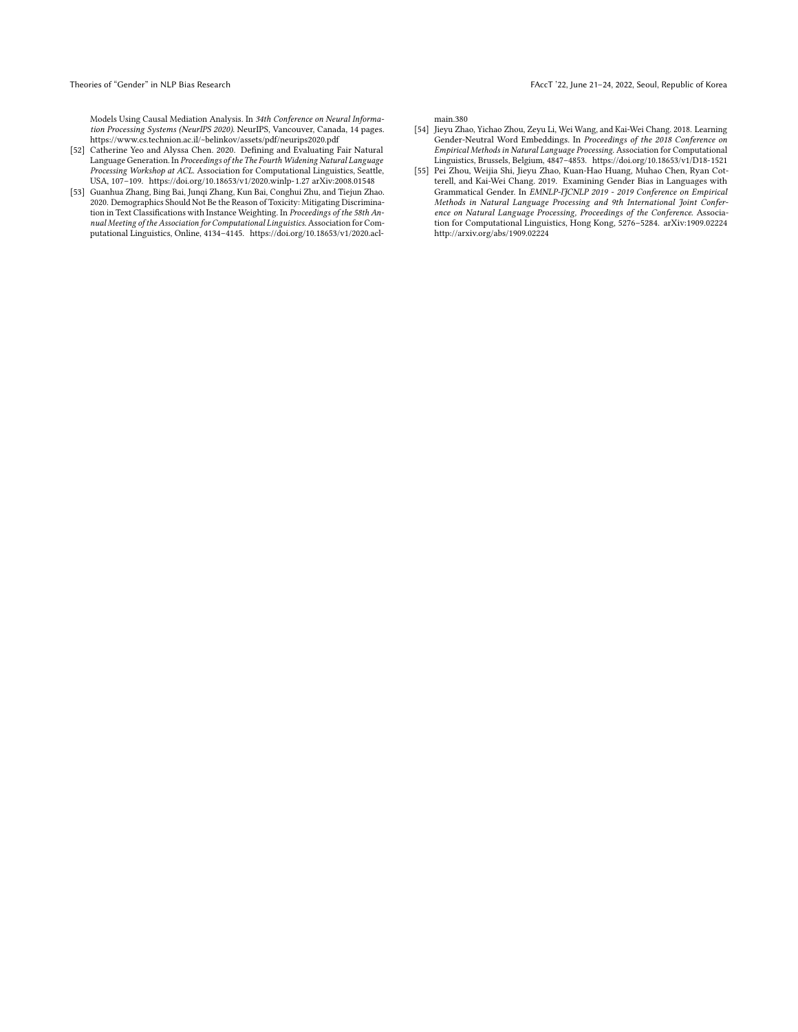Models Using Causal Mediation Analysis. In *34th Conference on Neural Information Processing Systems (NeurIPS 2020)*. NeurIPS, Vancouver, Canada, 14 pages. https://www.cs.technion.ac.il/~belinkov/assets/pdf/neurips2020.pdf

[52] Catherine Yeo and Alyssa Chen. 2020. Defining and Evaluating Fair Natural Language Generation. In *Proceedings of the The Fourth Widening Natural Language Processing Workshop at ACL*. Association for Computational Linguistics, Seattle, USA, 107–109. https://doi.org/10.18653/v1/2020.winlp-1.27 arXiv:2008.01548

[53] Guanhua Zhang, Bing Bai, Junqi Zhang, Kun Bai, Conghui Zhu, and Tiejun Zhao. 2020. Demographics Should Not Be the Reason of Toxicity: Mitigating Discrimination in Text Classifications with Instance Weighting. In *Proceedings of the 58th Annual Meeting of the Association for Computational Linguistics*. Association for Computational Linguistics, Online, 4134–4145. https://doi.org/10.18653/v1/2020.acl-main.380

[54] Jieyu Zhao, Yichao Zhou, Zeyu Li, Wei Wang, and Kai-Wei Chang. 2018. Learning Gender-Neutral Word Embeddings. In *Proceedings of the 2018 Conference on Empirical Methods in Natural Language Processing*. Association for Computational Linguistics, Brussels, Belgium, 4847–4853. https://doi.org/10.18653/v1/D18-1521

[55] Pei Zhou, Weijia Shi, Jieyu Zhao, Kuan-Hao Huang, Muhao Chen, Ryan Cotterell, and Kai-Wei Chang. 2019. Examining Gender Bias in Languages with Grammatical Gender. In *EMNLP-IJCNLP 2019 - 2019 Conference on Empirical Methods in Natural Language Processing and 9th International Joint Conference on Natural Language Processing, Proceedings of the Conference*. Association for Computational Linguistics, Hong Kong, 5276–5284. arXiv:1909.02224 http://arxiv.org/abs/1909.02224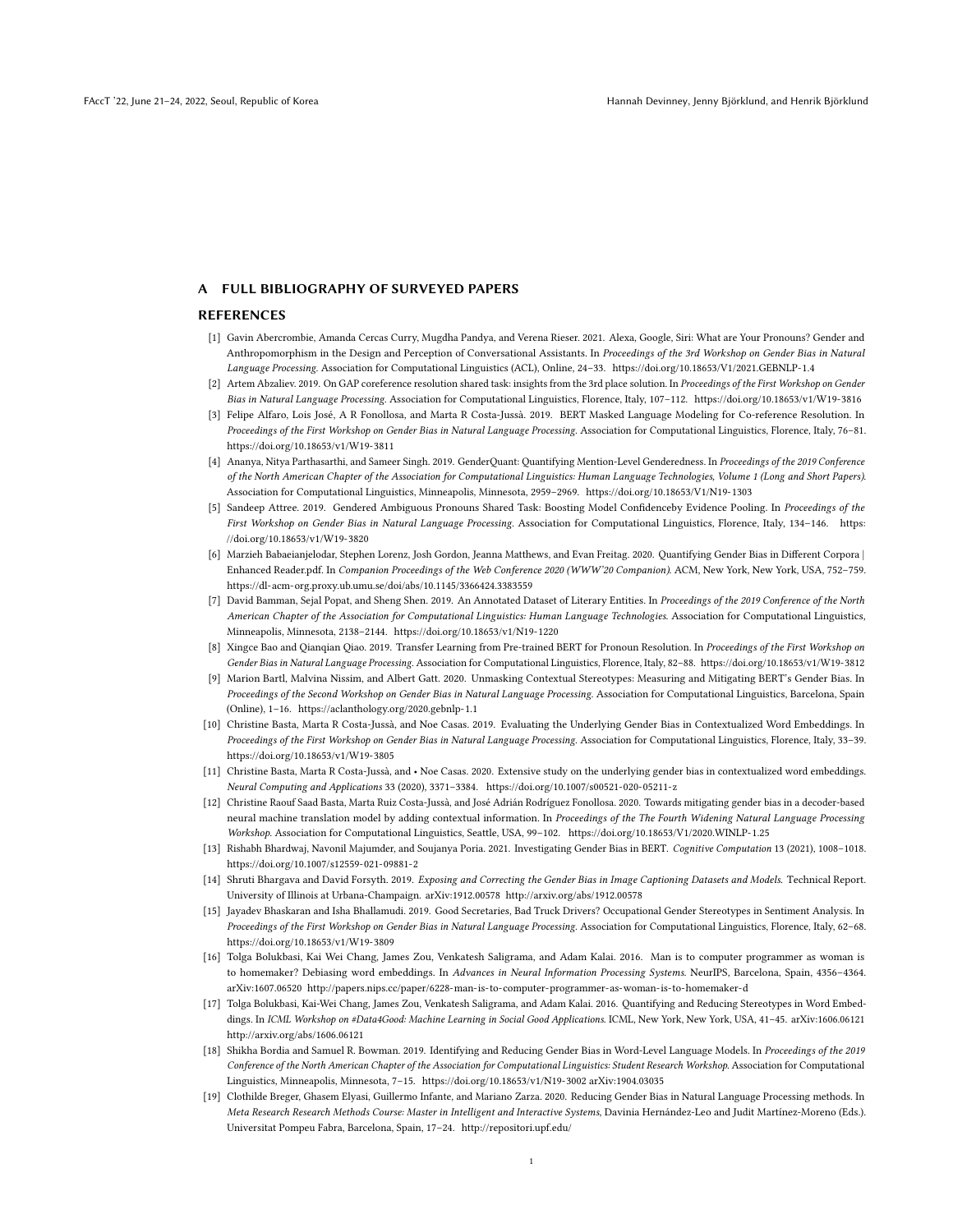## A FULL BIBLIOGRAPHY OF SURVEYED PAPERS

## REFERENCES

[1] Gavin Abercrombie, Amanda Cercas Curry, Mugdha Pandya, and Verena Rieser. 2021. Alexa, Google, Siri: What are Your Pronouns? Gender and Anthropomorphism in the Design and Perception of Conversational Assistants. In *Proceedings of the 3rd Workshop on Gender Bias in Natural Language Processing*. Association for Computational Linguistics (ACL), Online, 24–33. https://doi.org/10.18653/V1/2021.GEBNLP-1.4

[2] Artem Abzaliev. 2019. On GAP coreference resolution shared task: insights from the 3rd place solution. In *Proceedings of the First Workshop on Gender Bias in Natural Language Processing*. Association for Computational Linguistics, Florence, Italy, 107–112. https://doi.org/10.18653/v1/W19-3816

[3] Felipe Alfaro, Lois José, A R Fonollosa, and Marta R Costa-Jussà. 2019. BERT Masked Language Modeling for Co-reference Resolution. In *Proceedings of the First Workshop on Gender Bias in Natural Language Processing*. Association for Computational Linguistics, Florence, Italy, 76–81. https://doi.org/10.18653/v1/W19-3811

[4] Ananya, Nitya Parthasarthi, and Sameer Singh. 2019. GenderQuant: Quantifying Mention-Level Genderedness. In *Proceedings of the 2019 Conference of the North American Chapter of the Association for Computational Linguistics: Human Language Technologies, Volume 1 (Long and Short Papers)*. Association for Computational Linguistics, Minneapolis, Minnesota, 2959–2969. https://doi.org/10.18653/V1/N19-1303

[5] Sandeep Attree. 2019. Gendered Ambiguous Pronouns Shared Task: Boosting Model Confidenceby Evidence Pooling. In *Proceedings of the First Workshop on Gender Bias in Natural Language Processing*. Association for Computational Linguistics, Florence, Italy, 134–146. https://doi.org/10.18653/v1/W19-3820

[6] Marzieh Babaeianjelodar, Stephen Lorenz, Josh Gordon, Jeanna Matthews, and Evan Freitag. 2020. Quantifying Gender Bias in Different Corpora | Enhanced Reader.pdf. In *Companion Proceedings of the Web Conference 2020 (WWW'20 Companion)*. ACM, New York, New York, USA, 752–759. https://dl-acm-org.proxy.ub.umu.se/doi/abs/10.1145/3366424.3383559

[7] David Bamman, Sejal Popat, and Sheng Shen. 2019. An Annotated Dataset of Literary Entities. In *Proceedings of the 2019 Conference of the North American Chapter of the Association for Computational Linguistics: Human Language Technologies*. Association for Computational Linguistics, Minneapolis, Minnesota, 2138–2144. https://doi.org/10.18653/v1/N19-1220

[8] Xingce Bao and Qianqian Qiao. 2019. Transfer Learning from Pre-trained BERT for Pronoun Resolution. In *Proceedings of the First Workshop on Gender Bias in Natural Language Processing*. Association for Computational Linguistics, Florence, Italy, 82–88. https://doi.org/10.18653/v1/W19-3812

[9] Marion Bartl, Malvina Nissim, and Albert Gatt. 2020. Unmasking Contextual Stereotypes: Measuring and Mitigating BERT's Gender Bias. In *Proceedings of the Second Workshop on Gender Bias in Natural Language Processing*. Association for Computational Linguistics, Barcelona, Spain (Online), 1–16. https://aclanthology.org/2020.gebnlp-1.1

[10] Christine Basta, Marta R Costa-Jussà, and Noe Casas. 2019. Evaluating the Underlying Gender Bias in Contextualized Word Embeddings. In *Proceedings of the First Workshop on Gender Bias in Natural Language Processing*. Association for Computational Linguistics, Florence, Italy, 33–39. https://doi.org/10.18653/v1/W19-3805

[11] Christine Basta, Marta R Costa-Jussà, and • Noe Casas. 2020. Extensive study on the underlying gender bias in contextualized word embeddings. *Neural Computing and Applications* 33 (2020), 3371–3384. https://doi.org/10.1007/s00521-020-05211-z

[12] Christine Raouf Saad Basta, Marta Ruiz Costa-Jussà, and José Adrián Rodríguez Fonollosa. 2020. Towards mitigating gender bias in a decoder-based neural machine translation model by adding contextual information. In *Proceedings of the The Fourth Widening Natural Language Processing Workshop*. Association for Computational Linguistics, Seattle, USA, 99–102. https://doi.org/10.18653/V1/2020.WINLP-1.25

[13] Rishabh Bhardwaj, Navonil Majumder, and Soujanya Poria. 2021. Investigating Gender Bias in BERT. *Cognitive Computation* 13 (2021), 1008–1018. https://doi.org/10.1007/s12559-021-09881-2

[14] Shruti Bhargava and David Forsyth. 2019. *Exposing and Correcting the Gender Bias in Image Captioning Datasets and Models*. Technical Report. University of Illinois at Urbana-Champaign. arXiv:1912.00578 http://arxiv.org/abs/1912.00578

[15] Jayadev Bhaskaran and Isha Bhallamudi. 2019. Good Secretaries, Bad Truck Drivers? Occupational Gender Stereotypes in Sentiment Analysis. In *Proceedings of the First Workshop on Gender Bias in Natural Language Processing*. Association for Computational Linguistics, Florence, Italy, 62–68. https://doi.org/10.18653/v1/W19-3809

[16] Tolga Bolukbasi, Kai Wei Chang, James Zou, Venkatesh Saligrama, and Adam Kalai. 2016. Man is to computer programmer as woman is to homemaker? Debiasing word embeddings. In *Advances in Neural Information Processing Systems*. NeurIPS, Barcelona, Spain, 4356–4364. arXiv:1607.06520 http://papers.nips.cc/paper/6228-man-is-to-computer-programmer-as-woman-is-to-homemaker-d

[17] Tolga Bolukbasi, Kai-Wei Chang, James Zou, Venkatesh Saligrama, and Adam Kalai. 2016. Quantifying and Reducing Stereotypes in Word Embeddings. In *ICML Workshop on #Data4Good: Machine Learning in Social Good Applications*. ICML, New York, New York, USA, 41–45. arXiv:1606.06121 http://arxiv.org/abs/1606.06121

[18] Shikha Bordia and Samuel R. Bowman. 2019. Identifying and Reducing Gender Bias in Word-Level Language Models. In *Proceedings of the 2019 Conference of the North American Chapter of the Association for Computational Linguistics: Student Research Workshop*. Association for Computational Linguistics, Minneapolis, Minnesota, 7–15. https://doi.org/10.18653/v1/N19-3002 arXiv:1904.03035

[19] Clothilde Breger, Ghasem Elyasi, Guillermo Infante, and Mariano Zarza. 2020. Reducing Gender Bias in Natural Language Processing methods. In *Meta Research Research Methods Course: Master in Intelligent and Interactive Systems*, Davinia Hernández-Leo and Judit Martínez-Moreno (Eds.). Universitat Pompeu Fabra, Barcelona, Spain, 17–24. http://repositori.upf.edu/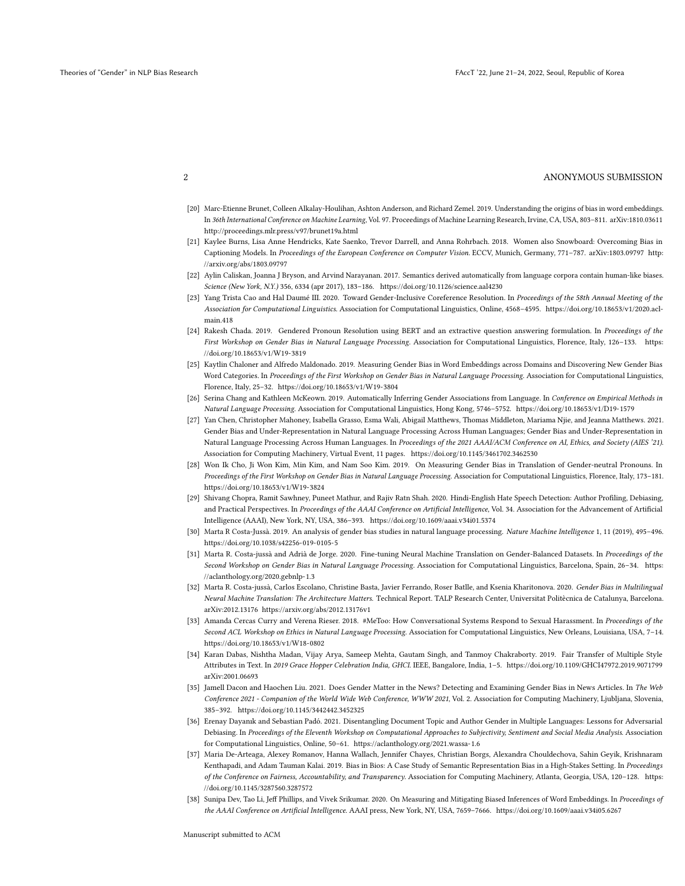[20] Marc-Etienne Brunet, Colleen Alkalay-Houlihan, Ashton Anderson, and Richard Zemel. 2019. Understanding the origins of bias in word embeddings. In *36th International Conference on Machine Learning*, Vol. 97. Proceedings of Machine Learning Research, Irvine, CA, USA, 803–811. arXiv:1810.03611 http://proceedings.mlr.press/v97/brunet19a.html

[21] Kaylee Burns, Lisa Anne Hendricks, Kate Saenko, Trevor Darrell, and Anna Rohrbach. 2018. Women also Snowboard: Overcoming Bias in Captioning Models. In *Proceedings of the European Conference on Computer Vision*. ECCV, Munich, Germany, 771–787. arXiv:1803.09797 http://arxiv.org/abs/1803.09797

[22] Aylin Caliskan, Joanna J Bryson, and Arvind Narayanan. 2017. Semantics derived automatically from language corpora contain human-like biases. *Science (New York, N.Y.)* 356, 6334 (apr 2017), 183–186. https://doi.org/10.1126/science.aal4230

[23] Yang Trista Cao and Hal Daumé III. 2020. Toward Gender-Inclusive Coreference Resolution. In *Proceedings of the 58th Annual Meeting of the Association for Computational Linguistics*. Association for Computational Linguistics, Online, 4568–4595. https://doi.org/10.18653/v1/2020.acl-main.418

[24] Rakesh Chada. 2019. Gendered Pronoun Resolution using BERT and an extractive question answering formulation. In *Proceedings of the First Workshop on Gender Bias in Natural Language Processing*. Association for Computational Linguistics, Florence, Italy, 126–133. https://doi.org/10.18653/v1/W19-3819

[25] Kaytlin Chaloner and Alfredo Maldonado. 2019. Measuring Gender Bias in Word Embeddings across Domains and Discovering New Gender Bias Word Categories. In *Proceedings of the First Workshop on Gender Bias in Natural Language Processing*. Association for Computational Linguistics, Florence, Italy, 25–32. https://doi.org/10.18653/v1/W19-3804

[26] Serina Chang and Kathleen McKeown. 2019. Automatically Inferring Gender Associations from Language. In *Conference on Empirical Methods in Natural Language Processing*. Association for Computational Linguistics, Hong Kong, 5746–5752. https://doi.org/10.18653/v1/D19-1579

[27] Yan Chen, Christopher Mahoney, Isabella Grasso, Esma Wali, Abigail Matthews, Thomas Middleton, Mariama Njie, and Jeanna Matthews. 2021. Gender Bias and Under-Representation in Natural Language Processing Across Human Languages; Gender Bias and Under-Representation in Natural Language Processing Across Human Languages. In *Proceedings of the 2021 AAAI/ACM Conference on AI, Ethics, and Society (AIES '21)*. Association for Computing Machinery, Virtual Event, 11 pages. https://doi.org/10.1145/3461702.3462530

[28] Won Ik Cho, Ji Won Kim, Min Kim, and Nam Soo Kim. 2019. On Measuring Gender Bias in Translation of Gender-neutral Pronouns. In *Proceedings of the First Workshop on Gender Bias in Natural Language Processing*. Association for Computational Linguistics, Florence, Italy, 173–181. https://doi.org/10.18653/v1/W19-3824

[29] Shivang Chopra, Ramit Sawhney, Puneet Mathur, and Rajiv Ratn Shah. 2020. Hindi-English Hate Speech Detection: Author Profiling, Debiasing, and Practical Perspectives. In *Proceedings of the AAAI Conference on Artificial Intelligence*, Vol. 34. Association for the Advancement of Artificial Intelligence (AAAI), New York, NY, USA, 386–393. https://doi.org/10.1609/aaai.v34i01.5374

[30] Marta R Costa-Jussà. 2019. An analysis of gender bias studies in natural language processing. *Nature Machine Intelligence* 1, 11 (2019), 495–496. https://doi.org/10.1038/s42256-019-0105-5

[31] Marta R. Costa-jussà and Adrià de Jorge. 2020. Fine-tuning Neural Machine Translation on Gender-Balanced Datasets. In *Proceedings of the Second Workshop on Gender Bias in Natural Language Processing*. Association for Computational Linguistics, Barcelona, Spain, 26–34. https://aclanthology.org/2020.gebnlp-1.3

[32] Marta R. Costa-jussà, Carlos Escolano, Christine Basta, Javier Ferrando, Roser Batlle, and Ksenia Kharitonova. 2020. *Gender Bias in Multilingual Neural Machine Translation: The Architecture Matters.* Technical Report. TALP Research Center, Universitat Politècnica de Catalunya, Barcelona. arXiv:2012.13176 https://arxiv.org/abs/2012.13176v1

[33] Amanda Cercas Curry and Verena Rieser. 2018. #MeToo: How Conversational Systems Respond to Sexual Harassment. In *Proceedings of the Second ACL Workshop on Ethics in Natural Language Processing*. Association for Computational Linguistics, New Orleans, Louisiana, USA, 7–14. https://doi.org/10.18653/v1/W18-0802

[34] Karan Dabas, Nishtha Madan, Vijay Arya, Sameep Mehta, Gautam Singh, and Tanmoy Chakraborty. 2019. Fair Transfer of Multiple Style Attributes in Text. In *2019 Grace Hopper Celebration India, GHCI*. IEEE, Bangalore, India, 1–5. https://doi.org/10.1109/GHCI47972.2019.9071799 arXiv:2001.06693

[35] Jamell Dacon and Haochen Liu. 2021. Does Gender Matter in the News? Detecting and Examining Gender Bias in News Articles. In *The Web Conference 2021 - Companion of the World Wide Web Conference, WWW 2021*, Vol. 2. Association for Computing Machinery, Ljubljana, Slovenia, 385–392. https://doi.org/10.1145/3442442.3452325

[36] Erenay Dayanık and Sebastian Padó. 2021. Disentangling Document Topic and Author Gender in Multiple Languages: Lessons for Adversarial Debiasing. In *Proceedings of the Eleventh Workshop on Computational Approaches to Subjectivity, Sentiment and Social Media Analysis*. Association for Computational Linguistics, Online, 50–61. https://aclanthology.org/2021.wassa-1.6

[37] Maria De-Arteaga, Alexey Romanov, Hanna Wallach, Jennifer Chayes, Christian Borgs, Alexandra Chouldechova, Sahin Geyik, Krishnaram Kenthapadi, and Adam Tauman Kalai. 2019. Bias in Bios: A Case Study of Semantic Representation Bias in a High-Stakes Setting. In *Proceedings of the Conference on Fairness, Accountability, and Transparency*. Association for Computing Machinery, Atlanta, Georgia, USA, 120–128. https://doi.org/10.1145/3287560.3287572

[38] Sunipa Dev, Tao Li, Jeff Phillips, and Vivek Srikumar. 2020. On Measuring and Mitigating Biased Inferences of Word Embeddings. In *Proceedings of the AAAI Conference on Artificial Intelligence*. AAAI press, New York, NY, USA, 7659–7666. https://doi.org/10.1609/aaai.v34i05.6267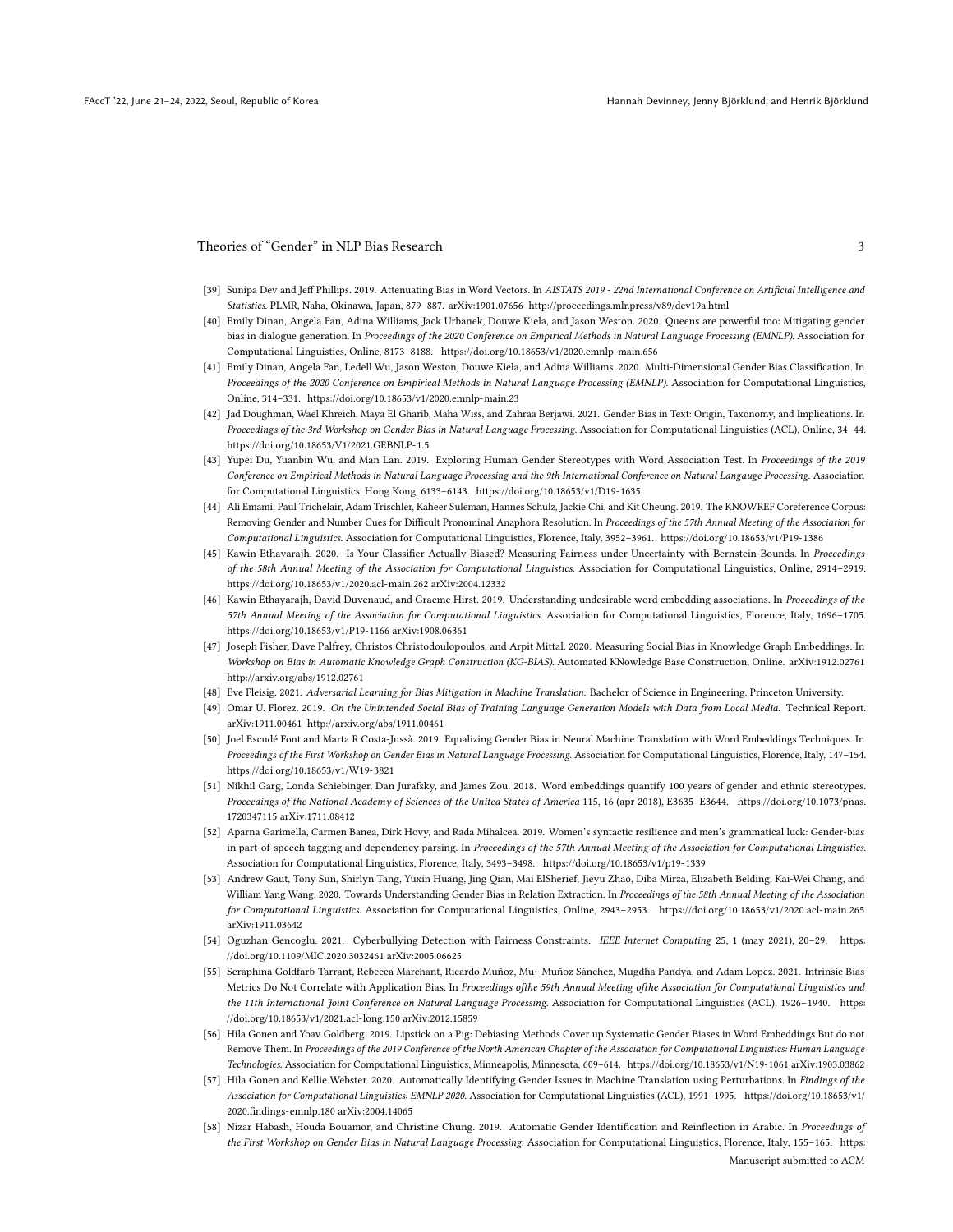[39] Sunipa Dev and Jeff Phillips. 2019. Attenuating Bias in Word Vectors. In *AISTATS 2019 - 22nd International Conference on Artificial Intelligence and Statistics*. PLMR, Naha, Okinawa, Japan, 879–887. arXiv:1901.07656 http://proceedings.mlr.press/v89/dev19a.html

[40] Emily Dinan, Angela Fan, Adina Williams, Jack Urbanek, Douwe Kiela, and Jason Weston. 2020. Queens are powerful too: Mitigating gender bias in dialogue generation. In *Proceedings of the 2020 Conference on Empirical Methods in Natural Language Processing (EMNLP)*. Association for Computational Linguistics, Online, 8173–8188. https://doi.org/10.18653/v1/2020.emnlp-main.656

[41] Emily Dinan, Angela Fan, Ledell Wu, Jason Weston, Douwe Kiela, and Adina Williams. 2020. Multi-Dimensional Gender Bias Classification. In *Proceedings of the 2020 Conference on Empirical Methods in Natural Language Processing (EMNLP)*. Association for Computational Linguistics, Online, 314–331. https://doi.org/10.18653/v1/2020.emnlp-main.23

[42] Jad Doughman, Wael Khreich, Maya El Gharib, Maha Wiss, and Zahraa Berjawi. 2021. Gender Bias in Text: Origin, Taxonomy, and Implications. In *Proceedings of the 3rd Workshop on Gender Bias in Natural Language Processing*. Association for Computational Linguistics (ACL), Online, 34–44. https://doi.org/10.18653/V1/2021.GEBNLP-1.5

[43] Yupei Du, Yuanbin Wu, and Man Lan. 2019. Exploring Human Gender Stereotypes with Word Association Test. In *Proceedings of the 2019 Conference on Empirical Methods in Natural Language Processing and the 9th International Conference on Natural Langauge Processing*. Association for Computational Linguistics, Hong Kong, 6133–6143. https://doi.org/10.18653/v1/D19-1635

[44] Ali Emami, Paul Trichelair, Adam Trischler, Kaheer Suleman, Hannes Schulz, Jackie Chi, and Kit Cheung. 2019. The KNOWREF Coreference Corpus: Removing Gender and Number Cues for Difficult Pronominal Anaphora Resolution. In *Proceedings of the 57th Annual Meeting of the Association for Computational Linguistics*. Association for Computational Linguistics, Florence, Italy, 3952–3961. https://doi.org/10.18653/v1/P19-1386

[45] Kawin Ethayarajh. 2020. Is Your Classifier Actually Biased? Measuring Fairness under Uncertainty with Bernstein Bounds. In *Proceedings of the 58th Annual Meeting of the Association for Computational Linguistics*. Association for Computational Linguistics, Online, 2914–2919. https://doi.org/10.18653/v1/2020.acl-main.262 arXiv:2004.12332

[46] Kawin Ethayarajh, David Duvenaud, and Graeme Hirst. 2019. Understanding undesirable word embedding associations. In *Proceedings of the 57th Annual Meeting of the Association for Computational Linguistics*. Association for Computational Linguistics, Florence, Italy, 1696–1705. https://doi.org/10.18653/v1/P19-1166 arXiv:1908.06361

[47] Joseph Fisher, Dave Palfrey, Christos Christodoulopoulos, and Arpit Mittal. 2020. Measuring Social Bias in Knowledge Graph Embeddings. In *Workshop on Bias in Automatic Knowledge Graph Construction (KG-BIAS)*. Automated KNowledge Base Construction, Online. arXiv:1912.02761 http://arxiv.org/abs/1912.02761

[48] Eve Fleisig. 2021. *Adversarial Learning for Bias Mitigation in Machine Translation.* Bachelor of Science in Engineering. Princeton University.

[49] Omar U. Florez. 2019. *On the Unintended Social Bias of Training Language Generation Models with Data from Local Media.* Technical Report. arXiv:1911.00461 http://arxiv.org/abs/1911.00461

[50] Joel Escudé Font and Marta R Costa-Jussà. 2019. Equalizing Gender Bias in Neural Machine Translation with Word Embeddings Techniques. In *Proceedings of the First Workshop on Gender Bias in Natural Language Processing*. Association for Computational Linguistics, Florence, Italy, 147–154. https://doi.org/10.18653/v1/W19-3821

[51] Nikhil Garg, Londa Schiebinger, Dan Jurafsky, and James Zou. 2018. Word embeddings quantify 100 years of gender and ethnic stereotypes. *Proceedings of the National Academy of Sciences of the United States of America* 115, 16 (apr 2018), E3635–E3644. https://doi.org/10.1073/pnas.1720347115 arXiv:1711.08412

[52] Aparna Garimella, Carmen Banea, Dirk Hovy, and Rada Mihalcea. 2019. Women's syntactic resilience and men's grammatical luck: Gender-bias in part-of-speech tagging and dependency parsing. In *Proceedings of the 57th Annual Meeting of the Association for Computational Linguistics*. Association for Computational Linguistics, Florence, Italy, 3493–3498. https://doi.org/10.18653/v1/p19-1339

[53] Andrew Gaut, Tony Sun, Shirlyn Tang, Yuxin Huang, Jing Qian, Mai ElSherief, Jieyu Zhao, Diba Mirza, Elizabeth Belding, Kai-Wei Chang, and William Yang Wang. 2020. Towards Understanding Gender Bias in Relation Extraction. In *Proceedings of the 58th Annual Meeting of the Association for Computational Linguistics*. Association for Computational Linguistics, Online, 2943–2953. https://doi.org/10.18653/v1/2020.acl-main.265 arXiv:1911.03642

[54] Oguzhan Gencoglu. 2021. Cyberbullying Detection with Fairness Constraints. *IEEE Internet Computing* 25, 1 (may 2021), 20–29. https://doi.org/10.1109/MIC.2020.3032461 arXiv:2005.06625

[55] Seraphina Goldfarb-Tarrant, Rebecca Marchant, Ricardo Muñoz, Mu- Muñoz Sánchez, Mugdha Pandya, and Adam Lopez. 2021. Intrinsic Bias Metrics Do Not Correlate with Application Bias. In *Proceedings ofthe 59th Annual Meeting ofthe Association for Computational Linguistics and the 11th International Joint Conference on Natural Language Processing*. Association for Computational Linguistics (ACL), 1926–1940. https://doi.org/10.18653/v1/2021.acl-long.150 arXiv:2012.15859

[56] Hila Gonen and Yoav Goldberg. 2019. Lipstick on a Pig: Debiasing Methods Cover up Systematic Gender Biases in Word Embeddings But do not Remove Them. In *Proceedings of the 2019 Conference of the North American Chapter of the Association for Computational Linguistics: Human Language Technologies*. Association for Computational Linguistics, Minneapolis, Minnesota, 609–614. https://doi.org/10.18653/v1/N19-1061 arXiv:1903.03862

[57] Hila Gonen and Kellie Webster. 2020. Automatically Identifying Gender Issues in Machine Translation using Perturbations. In *Findings of the Association for Computational Linguistics: EMNLP 2020*. Association for Computational Linguistics (ACL), 1991–1995. https://doi.org/10.18653/v1/2020.findings-emnlp.180 arXiv:2004.14065

[58] Nizar Habash, Houda Bouamor, and Christine Chung. 2019. Automatic Gender Identification and Reinflection in Arabic. In *Proceedings of the First Workshop on Gender Bias in Natural Language Processing*. Association for Computational Linguistics, Florence, Italy, 155–165. https: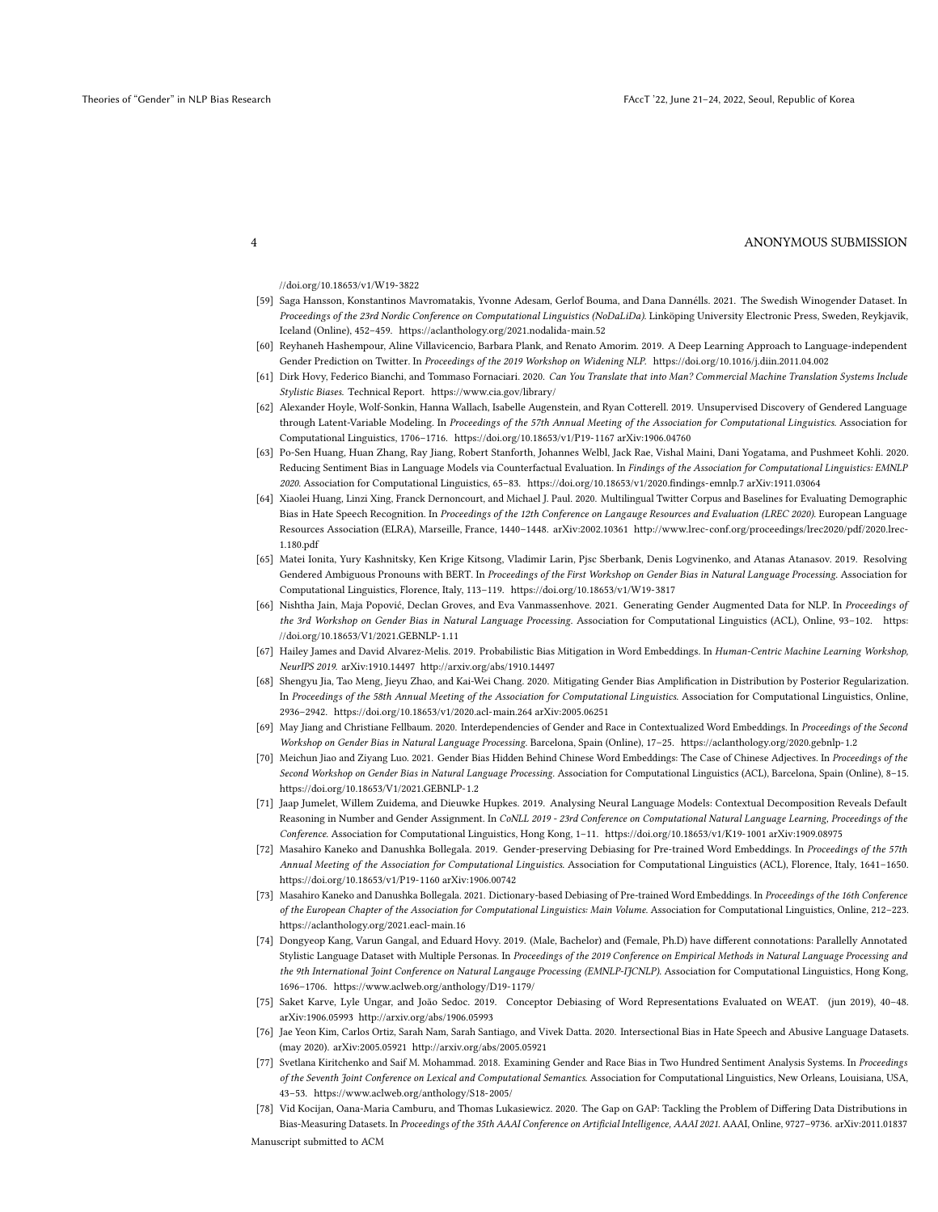//doi.org/10.18653/v1/W19-3822

[59] Saga Hansson, Konstantinos Mavromatakis, Yvonne Adesam, Gerlof Bouma, and Dana Dannélls. 2021. The Swedish Winogender Dataset. In *Proceedings of the 23rd Nordic Conference on Computational Linguistics (NoDaLiDa)*. Linköping University Electronic Press, Sweden, Reykjavik, Iceland (Online), 452–459. https://aclanthology.org/2021.nodalida-main.52

[60] Reyhaneh Hashempour, Aline Villavicencio, Barbara Plank, and Renato Amorim. 2019. A Deep Learning Approach to Language-independent Gender Prediction on Twitter. In *Proceedings of the 2019 Workshop on Widening NLP*. https://doi.org/10.1016/j.diin.2011.04.002

[61] Dirk Hovy, Federico Bianchi, and Tommaso Fornaciari. 2020. *Can You Translate that into Man? Commercial Machine Translation Systems Include Stylistic Biases.* Technical Report. https://www.cia.gov/library/

[62] Alexander Hoyle, Wolf-Sonkin, Hanna Wallach, Isabelle Augenstein, and Ryan Cotterell. 2019. Unsupervised Discovery of Gendered Language through Latent-Variable Modeling. In *Proceedings of the 57th Annual Meeting of the Association for Computational Linguistics*. Association for Computational Linguistics, 1706–1716. https://doi.org/10.18653/v1/P19-1167 arXiv:1906.04760

[63] Po-Sen Huang, Huan Zhang, Ray Jiang, Robert Stanforth, Johannes Welbl, Jack Rae, Vishal Maini, Dani Yogatama, and Pushmeet Kohli. 2020. Reducing Sentiment Bias in Language Models via Counterfactual Evaluation. In *Findings of the Association for Computational Linguistics: EMNLP 2020*. Association for Computational Linguistics, 65–83. https://doi.org/10.18653/v1/2020.findings-emnlp.7 arXiv:1911.03064

[64] Xiaolei Huang, Linzi Xing, Franck Dernoncourt, and Michael J. Paul. 2020. Multilingual Twitter Corpus and Baselines for Evaluating Demographic Bias in Hate Speech Recognition. In *Proceedings of the 12th Conference on Langauge Resources and Evaluation (LREC 2020)*. European Language Resources Association (ELRA), Marseille, France, 1440–1448. arXiv:2002.10361 http://www.lrec-conf.org/proceedings/lrec2020/pdf/2020.lrec-1.180.pdf

[65] Matei Ionita, Yury Kashnitsky, Ken Krige Kitsong, Vladimir Larin, Pjsc Sberbank, Denis Logvinenko, and Atanas Atanasov. 2019. Resolving Gendered Ambiguous Pronouns with BERT. In *Proceedings of the First Workshop on Gender Bias in Natural Language Processing*. Association for Computational Linguistics, Florence, Italy, 113–119. https://doi.org/10.18653/v1/W19-3817

[66] Nishtha Jain, Maja Popović, Declan Groves, and Eva Vanmassenhove. 2021. Generating Gender Augmented Data for NLP. In *Proceedings of the 3rd Workshop on Gender Bias in Natural Language Processing*. Association for Computational Linguistics (ACL), Online, 93–102. https://doi.org/10.18653/V1/2021.GEBNLP-1.11

[67] Hailey James and David Alvarez-Melis. 2019. Probabilistic Bias Mitigation in Word Embeddings. In *Human-Centric Machine Learning Workshop, NeurIPS 2019*. arXiv:1910.14497 http://arxiv.org/abs/1910.14497

[68] Shengyu Jia, Tao Meng, Jieyu Zhao, and Kai-Wei Chang. 2020. Mitigating Gender Bias Amplification in Distribution by Posterior Regularization. In *Proceedings of the 58th Annual Meeting of the Association for Computational Linguistics*. Association for Computational Linguistics, Online, 2936–2942. https://doi.org/10.18653/v1/2020.acl-main.264 arXiv:2005.06251

[69] May Jiang and Christiane Fellbaum. 2020. Interdependencies of Gender and Race in Contextualized Word Embeddings. In *Proceedings of the Second Workshop on Gender Bias in Natural Language Processing*. Barcelona, Spain (Online), 17–25. https://aclanthology.org/2020.gebnlp-1.2

[70] Meichun Jiao and Ziyang Luo. 2021. Gender Bias Hidden Behind Chinese Word Embeddings: The Case of Chinese Adjectives. In *Proceedings of the Second Workshop on Gender Bias in Natural Language Processing*. Association for Computational Linguistics (ACL), Barcelona, Spain (Online), 8–15. https://doi.org/10.18653/V1/2021.GEBNLP-1.2

[71] Jaap Jumelet, Willem Zuidema, and Dieuwke Hupkes. 2019. Analysing Neural Language Models: Contextual Decomposition Reveals Default Reasoning in Number and Gender Assignment. In *CoNLL 2019 - 23rd Conference on Computational Natural Language Learning, Proceedings of the Conference*. Association for Computational Linguistics, Hong Kong, 1–11. https://doi.org/10.18653/v1/K19-1001 arXiv:1909.08975

[72] Masahiro Kaneko and Danushka Bollegala. 2019. Gender-preserving Debiasing for Pre-trained Word Embeddings. In *Proceedings of the 57th Annual Meeting of the Association for Computational Linguistics*. Association for Computational Linguistics (ACL), Florence, Italy, 1641–1650. https://doi.org/10.18653/v1/P19-1160 arXiv:1906.00742

[73] Masahiro Kaneko and Danushka Bollegala. 2021. Dictionary-based Debiasing of Pre-trained Word Embeddings. In *Proceedings of the 16th Conference of the European Chapter of the Association for Computational Linguistics: Main Volume*. Association for Computational Linguistics, Online, 212–223. https://aclanthology.org/2021.eacl-main.16

[74] Dongyeop Kang, Varun Gangal, and Eduard Hovy. 2019. (Male, Bachelor) and (Female, Ph.D) have different connotations: Parallelly Annotated Stylistic Language Dataset with Multiple Personas. In *Proceedings of the 2019 Conference on Empirical Methods in Natural Language Processing and the 9th International Joint Conference on Natural Langauge Processing (EMNLP-IJCNLP)*. Association for Computational Linguistics, Hong Kong, 1696–1706. https://www.aclweb.org/anthology/D19-1179/

[75] Saket Karve, Lyle Ungar, and João Sedoc. 2019. Conceptor Debiasing of Word Representations Evaluated on WEAT. (jun 2019), 40–48. arXiv:1906.05993 http://arxiv.org/abs/1906.05993

[76] Jae Yeon Kim, Carlos Ortiz, Sarah Nam, Sarah Santiago, and Vivek Datta. 2020. Intersectional Bias in Hate Speech and Abusive Language Datasets. (may 2020). arXiv:2005.05921 http://arxiv.org/abs/2005.05921

[77] Svetlana Kiritchenko and Saif M. Mohammad. 2018. Examining Gender and Race Bias in Two Hundred Sentiment Analysis Systems. In *Proceedings of the Seventh Joint Conference on Lexical and Computational Semantics*. Association for Computational Linguistics, New Orleans, Louisiana, USA, 43–53. https://www.aclweb.org/anthology/S18-2005/

[78] Vid Kocijan, Oana-Maria Camburu, and Thomas Lukasiewicz. 2020. The Gap on GAP: Tackling the Problem of Differing Data Distributions in Bias-Measuring Datasets. In *Proceedings of the 35th AAAI Conference on Artificial Intelligence, AAAI 2021*. AAAI, Online, 9727–9736. arXiv:2011.01837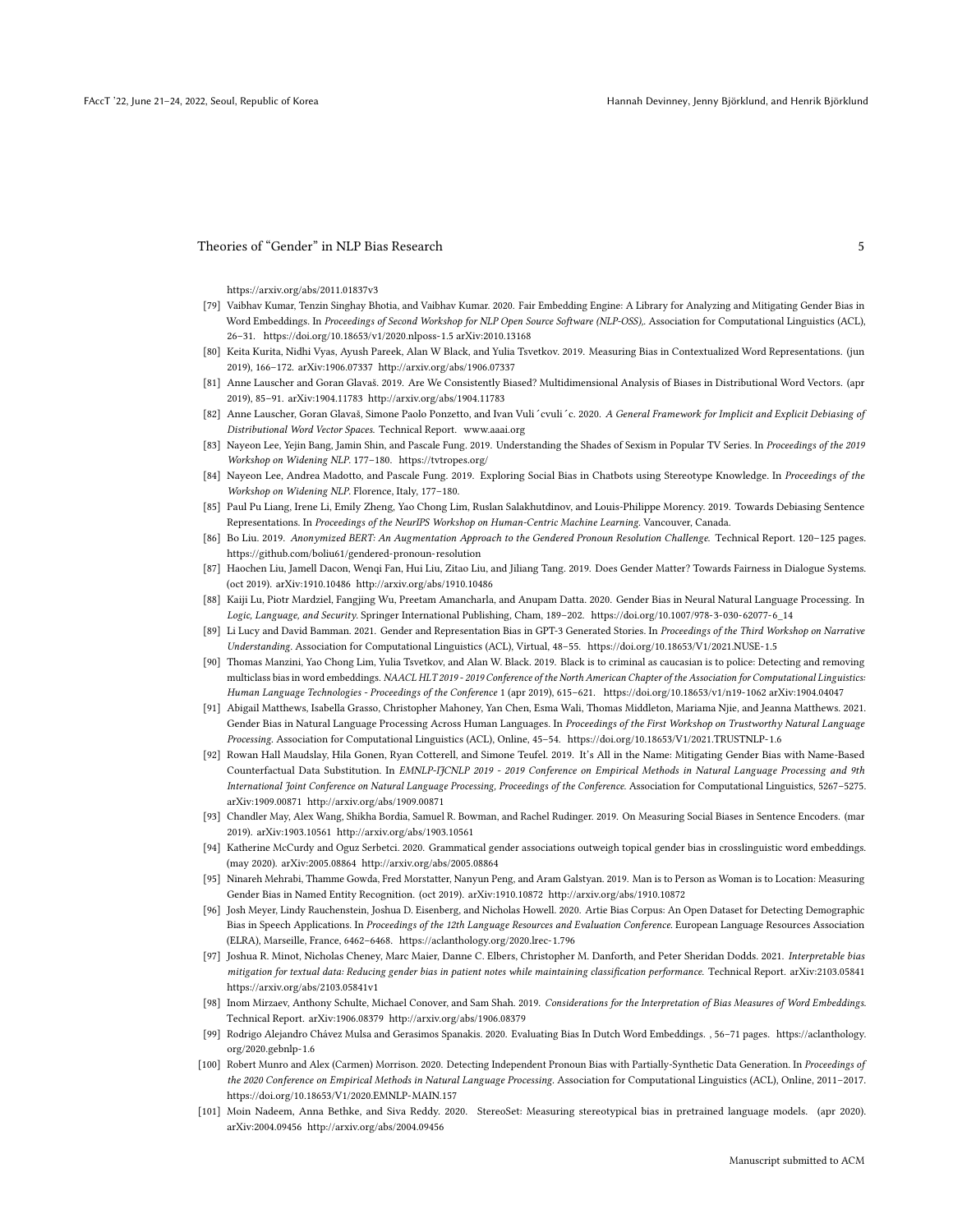https://arxiv.org/abs/2011.01837v3

[79] Vaibhav Kumar, Tenzin Singhay Bhotia, and Vaibhav Kumar. 2020. Fair Embedding Engine: A Library for Analyzing and Mitigating Gender Bias in Word Embeddings. In *Proceedings of Second Workshop for NLP Open Source Software (NLP-OSS),*. Association for Computational Linguistics (ACL), 26–31. https://doi.org/10.18653/v1/2020.nlposs-1.5 arXiv:2010.13168

[80] Keita Kurita, Nidhi Vyas, Ayush Pareek, Alan W Black, and Yulia Tsvetkov. 2019. Measuring Bias in Contextualized Word Representations. (jun 2019), 166–172. arXiv:1906.07337 http://arxiv.org/abs/1906.07337

[81] Anne Lauscher and Goran Glavaš. 2019. Are We Consistently Biased? Multidimensional Analysis of Biases in Distributional Word Vectors. (apr 2019), 85–91. arXiv:1904.11783 http://arxiv.org/abs/1904.11783

[82] Anne Lauscher, Goran Glavaš, Simone Paolo Ponzetto, and Ivan Vuli ´cvuli ´c. 2020. *A General Framework for Implicit and Explicit Debiasing of Distributional Word Vector Spaces*. Technical Report. www.aaai.org

[83] Nayeon Lee, Yejin Bang, Jamin Shin, and Pascale Fung. 2019. Understanding the Shades of Sexism in Popular TV Series. In *Proceedings of the 2019 Workshop on Widening NLP*. 177–180. https://tvtropes.org/

[84] Nayeon Lee, Andrea Madotto, and Pascale Fung. 2019. Exploring Social Bias in Chatbots using Stereotype Knowledge. In *Proceedings of the Workshop on Widening NLP*. Florence, Italy, 177–180.

[85] Paul Pu Liang, Irene Li, Emily Zheng, Yao Chong Lim, Ruslan Salakhutdinov, and Louis-Philippe Morency. 2019. Towards Debiasing Sentence Representations. In *Proceedings of the NeurIPS Workshop on Human-Centric Machine Learning*. Vancouver, Canada.

[86] Bo Liu. 2019. *Anonymized BERT: An Augmentation Approach to the Gendered Pronoun Resolution Challenge*. Technical Report. 120–125 pages. https://github.com/boliu61/gendered-pronoun-resolution

[87] Haochen Liu, Jamell Dacon, Wenqi Fan, Hui Liu, Zitao Liu, and Jiliang Tang. 2019. Does Gender Matter? Towards Fairness in Dialogue Systems. (oct 2019). arXiv:1910.10486 http://arxiv.org/abs/1910.10486

[88] Kaiji Lu, Piotr Mardziel, Fangjing Wu, Preetam Amancharla, and Anupam Datta. 2020. Gender Bias in Neural Natural Language Processing. In *Logic, Language, and Security*. Springer International Publishing, Cham, 189–202. https://doi.org/10.1007/978-3-030-62077-6_14

[89] Li Lucy and David Bamman. 2021. Gender and Representation Bias in GPT-3 Generated Stories. In *Proceedings of the Third Workshop on Narrative Understanding*. Association for Computational Linguistics (ACL), Virtual, 48–55. https://doi.org/10.18653/V1/2021.NUSE-1.5

[90] Thomas Manzini, Yao Chong Lim, Yulia Tsvetkov, and Alan W. Black. 2019. Black is to criminal as caucasian is to police: Detecting and removing multiclass bias in word embeddings. *NAACL HLT 2019 - 2019 Conference of the North American Chapter of the Association for Computational Linguistics: Human Language Technologies - Proceedings of the Conference* 1 (apr 2019), 615–621. https://doi.org/10.18653/v1/n19-1062 arXiv:1904.04047

[91] Abigail Matthews, Isabella Grasso, Christopher Mahoney, Yan Chen, Esma Wali, Thomas Middleton, Mariama Njie, and Jeanna Matthews. 2021. Gender Bias in Natural Language Processing Across Human Languages. In *Proceedings of the First Workshop on Trustworthy Natural Language Processing*. Association for Computational Linguistics (ACL), Online, 45–54. https://doi.org/10.18653/V1/2021.TRUSTNLP-1.6

[92] Rowan Hall Maudslay, Hila Gonen, Ryan Cotterell, and Simone Teufel. 2019. It's All in the Name: Mitigating Gender Bias with Name-Based Counterfactual Data Substitution. In *EMNLP-IJCNLP 2019 - 2019 Conference on Empirical Methods in Natural Language Processing and 9th International Joint Conference on Natural Language Processing, Proceedings of the Conference*. Association for Computational Linguistics, 5267–5275. arXiv:1909.00871 http://arxiv.org/abs/1909.00871

[93] Chandler May, Alex Wang, Shikha Bordia, Samuel R. Bowman, and Rachel Rudinger. 2019. On Measuring Social Biases in Sentence Encoders. (mar 2019). arXiv:1903.10561 http://arxiv.org/abs/1903.10561

[94] Katherine McCurdy and Oguz Serbetci. 2020. Grammatical gender associations outweigh topical gender bias in crosslinguistic word embeddings. (may 2020). arXiv:2005.08864 http://arxiv.org/abs/2005.08864

[95] Ninareh Mehrabi, Thamme Gowda, Fred Morstatter, Nanyun Peng, and Aram Galstyan. 2019. Man is to Person as Woman is to Location: Measuring Gender Bias in Named Entity Recognition. (oct 2019). arXiv:1910.10872 http://arxiv.org/abs/1910.10872

[96] Josh Meyer, Lindy Rauchenstein, Joshua D. Eisenberg, and Nicholas Howell. 2020. Artie Bias Corpus: An Open Dataset for Detecting Demographic Bias in Speech Applications. In *Proceedings of the 12th Language Resources and Evaluation Conference*. European Language Resources Association (ELRA), Marseille, France, 6462–6468. https://aclanthology.org/2020.lrec-1.796

[97] Joshua R. Minot, Nicholas Cheney, Marc Maier, Danne C. Elbers, Christopher M. Danforth, and Peter Sheridan Dodds. 2021. *Interpretable bias mitigation for textual data: Reducing gender bias in patient notes while maintaining classification performance*. Technical Report. arXiv:2103.05841 https://arxiv.org/abs/2103.05841v1

[98] Inom Mirzaev, Anthony Schulte, Michael Conover, and Sam Shah. 2019. *Considerations for the Interpretation of Bias Measures of Word Embeddings*. Technical Report. arXiv:1906.08379 http://arxiv.org/abs/1906.08379

[99] Rodrigo Alejandro Chávez Mulsa and Gerasimos Spanakis. 2020. Evaluating Bias In Dutch Word Embeddings. , 56–71 pages. https://aclanthology.org/2020.gebnlp-1.6

[100] Robert Munro and Alex (Carmen) Morrison. 2020. Detecting Independent Pronoun Bias with Partially-Synthetic Data Generation. In *Proceedings of the 2020 Conference on Empirical Methods in Natural Language Processing*. Association for Computational Linguistics (ACL), Online, 2011–2017. https://doi.org/10.18653/V1/2020.EMNLP-MAIN.157

[101] Moin Nadeem, Anna Bethke, and Siva Reddy. 2020. StereoSet: Measuring stereotypical bias in pretrained language models. (apr 2020). arXiv:2004.09456 http://arxiv.org/abs/2004.09456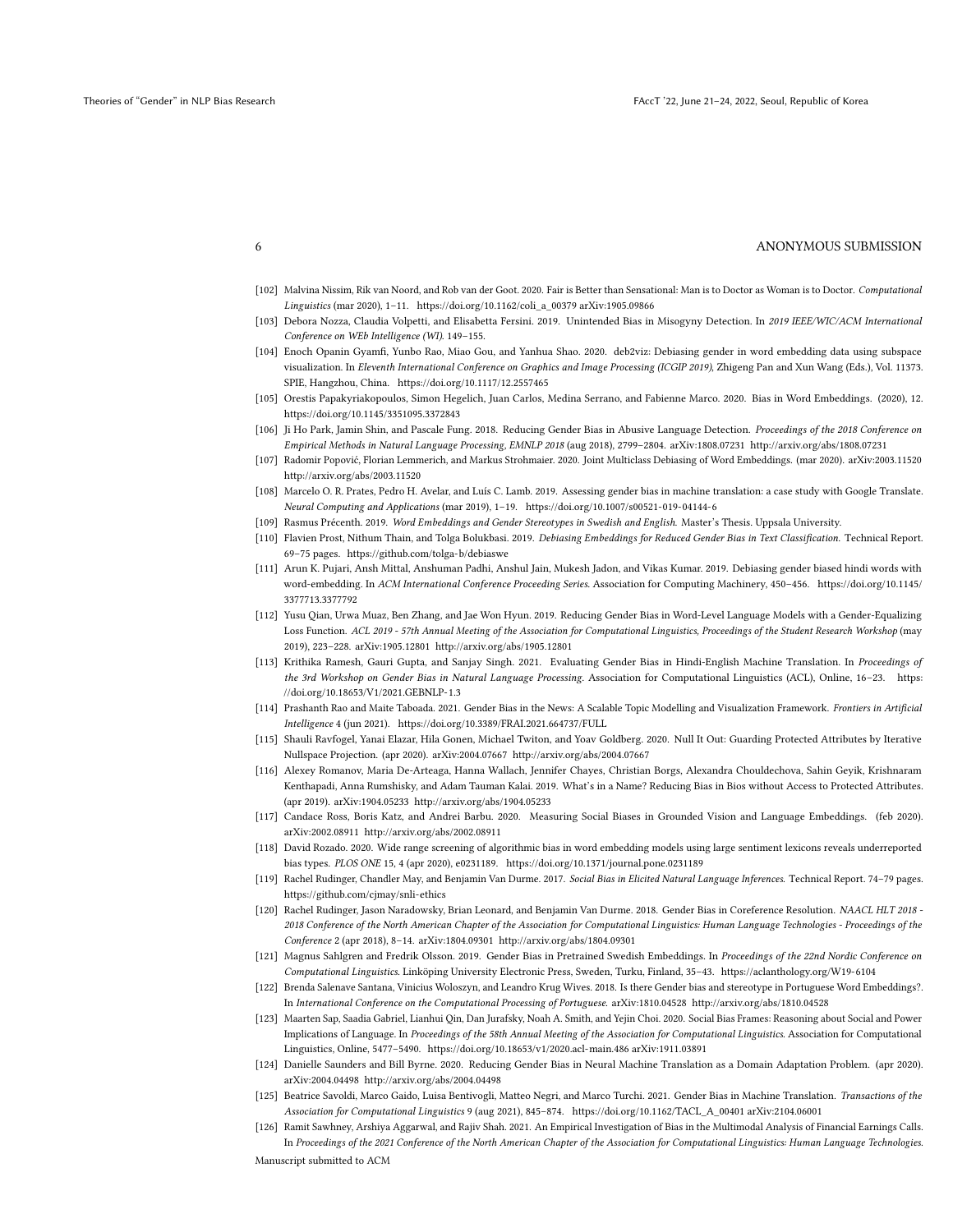[102] Malvina Nissim, Rik van Noord, and Rob van der Goot. 2020. Fair is Better than Sensational: Man is to Doctor as Woman is to Doctor. *Computational Linguistics* (mar 2020), 1–11. https://doi.org/10.1162/coli_a_00379 arXiv:1905.09866

[103] Debora Nozza, Claudia Volpetti, and Elisabetta Fersini. 2019. Unintended Bias in Misogyny Detection. In *2019 IEEE/WIC/ACM International Conference on WEb Intelligence (WI)*. 149–155.

[104] Enoch Opanin Gyamfi, Yunbo Rao, Miao Gou, and Yanhua Shao. 2020. deb2viz: Debiasing gender in word embedding data using subspace visualization. In *Eleventh International Conference on Graphics and Image Processing (ICGIP 2019)*, Zhigeng Pan and Xun Wang (Eds.), Vol. 11373. SPIE, Hangzhou, China. https://doi.org/10.1117/12.2557465

[105] Orestis Papakyriakopoulos, Simon Hegelich, Juan Carlos, Medina Serrano, and Fabienne Marco. 2020. Bias in Word Embeddings. (2020), 12. https://doi.org/10.1145/3351095.3372843

[106] Ji Ho Park, Jamin Shin, and Pascale Fung. 2018. Reducing Gender Bias in Abusive Language Detection. *Proceedings of the 2018 Conference on Empirical Methods in Natural Language Processing, EMNLP 2018* (aug 2018), 2799–2804. arXiv:1808.07231 http://arxiv.org/abs/1808.07231

[107] Radomir Popović, Florian Lemmerich, and Markus Strohmaier. 2020. Joint Multiclass Debiasing of Word Embeddings. (mar 2020). arXiv:2003.11520 http://arxiv.org/abs/2003.11520

[108] Marcelo O. R. Prates, Pedro H. Avelar, and Luís C. Lamb. 2019. Assessing gender bias in machine translation: a case study with Google Translate. *Neural Computing and Applications* (mar 2019), 1–19. https://doi.org/10.1007/s00521-019-04144-6

[109] Rasmus Précenth. 2019. *Word Embeddings and Gender Stereotypes in Swedish and English.* Master's Thesis. Uppsala University.

[110] Flavien Prost, Nithum Thain, and Tolga Bolukbasi. 2019. *Debiasing Embeddings for Reduced Gender Bias in Text Classification.* Technical Report. 69–75 pages. https://github.com/tolga-b/debiaswe

[111] Arun K. Pujari, Ansh Mittal, Anshuman Padhi, Anshul Jain, Mukesh Jadon, and Vikas Kumar. 2019. Debiasing gender biased hindi words with word-embedding. In *ACM International Conference Proceeding Series*. Association for Computing Machinery, 450–456. https://doi.org/10.1145/3377713.3377792

[112] Yusu Qian, Urwa Muaz, Ben Zhang, and Jae Won Hyun. 2019. Reducing Gender Bias in Word-Level Language Models with a Gender-Equalizing Loss Function. *ACL 2019 - 57th Annual Meeting of the Association for Computational Linguistics, Proceedings of the Student Research Workshop* (may 2019), 223–228. arXiv:1905.12801 http://arxiv.org/abs/1905.12801

[113] Krithika Ramesh, Gauri Gupta, and Sanjay Singh. 2021. Evaluating Gender Bias in Hindi-English Machine Translation. In *Proceedings of the 3rd Workshop on Gender Bias in Natural Language Processing*. Association for Computational Linguistics (ACL), Online, 16–23. https://doi.org/10.18653/V1/2021.GEBNLP-1.3

[114] Prashanth Rao and Maite Taboada. 2021. Gender Bias in the News: A Scalable Topic Modelling and Visualization Framework. *Frontiers in Artificial Intelligence* 4 (jun 2021). https://doi.org/10.3389/FRAI.2021.664737/FULL

[115] Shauli Ravfogel, Yanai Elazar, Hila Gonen, Michael Twiton, and Yoav Goldberg. 2020. Null It Out: Guarding Protected Attributes by Iterative Nullspace Projection. (apr 2020). arXiv:2004.07667 http://arxiv.org/abs/2004.07667

[116] Alexey Romanov, Maria De-Arteaga, Hanna Wallach, Jennifer Chayes, Christian Borgs, Alexandra Chouldechova, Sahin Geyik, Krishnaram Kenthapadi, Anna Rumshisky, and Adam Tauman Kalai. 2019. What's in a Name? Reducing Bias in Bios without Access to Protected Attributes. (apr 2019). arXiv:1904.05233 http://arxiv.org/abs/1904.05233

[117] Candace Ross, Boris Katz, and Andrei Barbu. 2020. Measuring Social Biases in Grounded Vision and Language Embeddings. (feb 2020). arXiv:2002.08911 http://arxiv.org/abs/2002.08911

[118] David Rozado. 2020. Wide range screening of algorithmic bias in word embedding models using large sentiment lexicons reveals underreported bias types. *PLOS ONE* 15, 4 (apr 2020), e0231189. https://doi.org/10.1371/journal.pone.0231189

[119] Rachel Rudinger, Chandler May, and Benjamin Van Durme. 2017. *Social Bias in Elicited Natural Language Inferences.* Technical Report. 74–79 pages. https://github.com/cjmay/snli-ethics

[120] Rachel Rudinger, Jason Naradowsky, Brian Leonard, and Benjamin Van Durme. 2018. Gender Bias in Coreference Resolution. *NAACL HLT 2018 - 2018 Conference of the North American Chapter of the Association for Computational Linguistics: Human Language Technologies - Proceedings of the Conference* 2 (apr 2018), 8–14. arXiv:1804.09301 http://arxiv.org/abs/1804.09301

[121] Magnus Sahlgren and Fredrik Olsson. 2019. Gender Bias in Pretrained Swedish Embeddings. In *Proceedings of the 22nd Nordic Conference on Computational Linguistics*. Linköping University Electronic Press, Sweden, Turku, Finland, 35–43. https://aclanthology.org/W19-6104

[122] Brenda Salenave Santana, Vinicius Woloszyn, and Leandro Krug Wives. 2018. Is there Gender bias and stereotype in Portuguese Word Embeddings?. In *International Conference on the Computational Processing of Portuguese*. arXiv:1810.04528 http://arxiv.org/abs/1810.04528

[123] Maarten Sap, Saadia Gabriel, Lianhui Qin, Dan Jurafsky, Noah A. Smith, and Yejin Choi. 2020. Social Bias Frames: Reasoning about Social and Power Implications of Language. In *Proceedings of the 58th Annual Meeting of the Association for Computational Linguistics*. Association for Computational Linguistics, Online, 5477–5490. https://doi.org/10.18653/v1/2020.acl-main.486 arXiv:1911.03891

[124] Danielle Saunders and Bill Byrne. 2020. Reducing Gender Bias in Neural Machine Translation as a Domain Adaptation Problem. (apr 2020). arXiv:2004.04498 http://arxiv.org/abs/2004.04498

[125] Beatrice Savoldi, Marco Gaido, Luisa Bentivogli, Matteo Negri, and Marco Turchi. 2021. Gender Bias in Machine Translation. *Transactions of the Association for Computational Linguistics* 9 (aug 2021), 845–874. https://doi.org/10.1162/TACL_A_00401 arXiv:2104.06001

[126] Ramit Sawhney, Arshiya Aggarwal, and Rajiv Shah. 2021. An Empirical Investigation of Bias in the Multimodal Analysis of Financial Earnings Calls. In *Proceedings of the 2021 Conference of the North American Chapter of the Association for Computational Linguistics: Human Language Technologies*.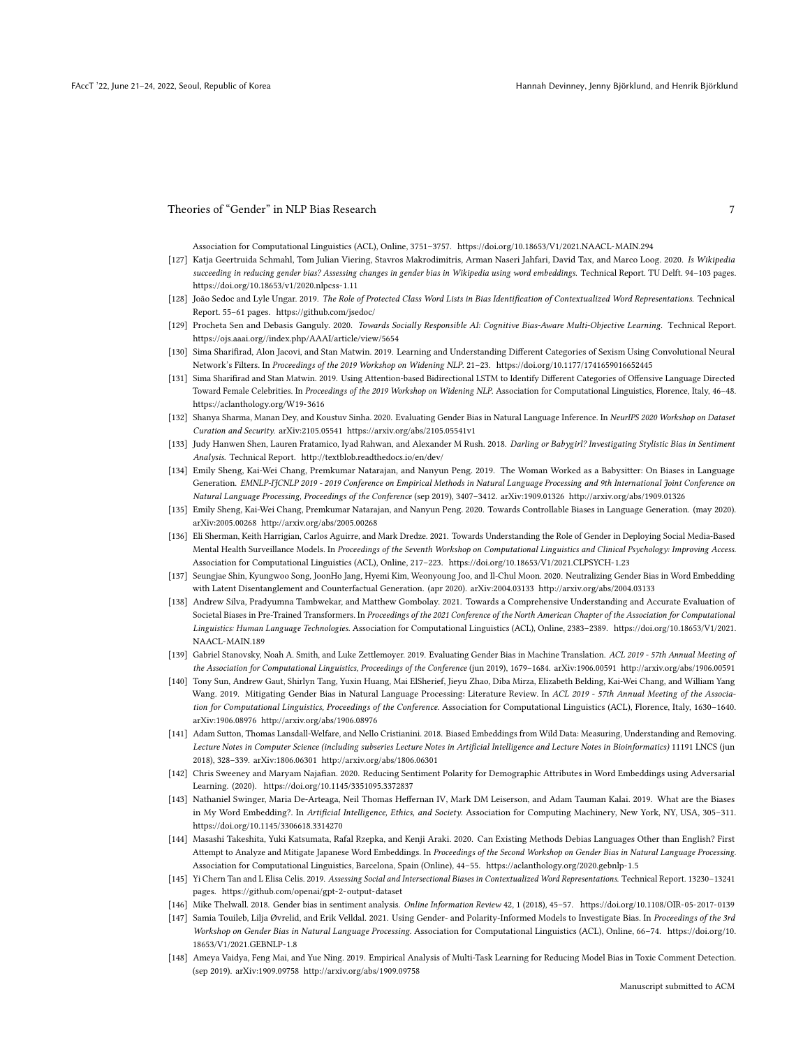Association for Computational Linguistics (ACL), Online, 3751–3757. https://doi.org/10.18653/V1/2021.NAACL-MAIN.294

[127] Katja Geertruida Schmahl, Tom Julian Viering, Stavros Makrodimitris, Arman Naseri Jahfari, David Tax, and Marco Loog. 2020. *Is Wikipedia succeeding in reducing gender bias? Assessing changes in gender bias in Wikipedia using word embeddings.* Technical Report. TU Delft. 94–103 pages. https://doi.org/10.18653/v1/2020.nlpcss-1.11

[128] João Sedoc and Lyle Ungar. 2019. *The Role of Protected Class Word Lists in Bias Identification of Contextualized Word Representations.* Technical Report. 55–61 pages. https://github.com/jsedoc/

[129] Procheta Sen and Debasis Ganguly. 2020. *Towards Socially Responsible AI: Cognitive Bias-Aware Multi-Objective Learning.* Technical Report. https://ojs.aaai.org//index.php/AAAI/article/view/5654

[130] Sima Sharifirad, Alon Jacovi, and Stan Matwin. 2019. Learning and Understanding Different Categories of Sexism Using Convolutional Neural Network's Filters. In *Proceedings of the 2019 Workshop on Widening NLP.* 21–23. https://doi.org/10.1177/1741659016652445

[131] Sima Sharifirad and Stan Matwin. 2019. Using Attention-based Bidirectional LSTM to Identify Different Categories of Offensive Language Directed Toward Female Celebrities. In *Proceedings of the 2019 Workshop on Widening NLP.* Association for Computational Linguistics, Florence, Italy, 46–48. https://aclanthology.org/W19-3616

[132] Shanya Sharma, Manan Dey, and Koustuv Sinha. 2020. Evaluating Gender Bias in Natural Language Inference. In *NeurIPS 2020 Workshop on Dataset Curation and Security.* arXiv:2105.05541 https://arxiv.org/abs/2105.05541v1

[133] Judy Hanwen Shen, Lauren Fratamico, Iyad Rahwan, and Alexander M Rush. 2018. *Darling or Babygirl? Investigating Stylistic Bias in Sentiment Analysis.* Technical Report. http://textblob.readthedocs.io/en/dev/

[134] Emily Sheng, Kai-Wei Chang, Premkumar Natarajan, and Nanyun Peng. 2019. The Woman Worked as a Babysitter: On Biases in Language Generation. *EMNLP-IJCNLP 2019 - 2019 Conference on Empirical Methods in Natural Language Processing and 9th International Joint Conference on Natural Language Processing, Proceedings of the Conference* (sep 2019), 3407–3412. arXiv:1909.01326 http://arxiv.org/abs/1909.01326

[135] Emily Sheng, Kai-Wei Chang, Premkumar Natarajan, and Nanyun Peng. 2020. Towards Controllable Biases in Language Generation. (may 2020). arXiv:2005.00268 http://arxiv.org/abs/2005.00268

[136] Eli Sherman, Keith Harrigian, Carlos Aguirre, and Mark Dredze. 2021. Towards Understanding the Role of Gender in Deploying Social Media-Based Mental Health Surveillance Models. In *Proceedings of the Seventh Workshop on Computational Linguistics and Clinical Psychology: Improving Access.* Association for Computational Linguistics (ACL), Online, 217–223. https://doi.org/10.18653/V1/2021.CLPSYCH-1.23

[137] Seungjae Shin, Kyungwoo Song, JoonHo Jang, Hyemi Kim, Weonyoung Joo, and Il-Chul Moon. 2020. Neutralizing Gender Bias in Word Embedding with Latent Disentanglement and Counterfactual Generation. (apr 2020). arXiv:2004.03133 http://arxiv.org/abs/2004.03133

[138] Andrew Silva, Pradyumna Tambwekar, and Matthew Gombolay. 2021. Towards a Comprehensive Understanding and Accurate Evaluation of Societal Biases in Pre-Trained Transformers. In *Proceedings of the 2021 Conference of the North American Chapter of the Association for Computational Linguistics: Human Language Technologies.* Association for Computational Linguistics (ACL), Online, 2383–2389. https://doi.org/10.18653/V1/2021.NAACL-MAIN.189

[139] Gabriel Stanovsky, Noah A. Smith, and Luke Zettlemoyer. 2019. Evaluating Gender Bias in Machine Translation. *ACL 2019 - 57th Annual Meeting of the Association for Computational Linguistics, Proceedings of the Conference* (jun 2019), 1679–1684. arXiv:1906.00591 http://arxiv.org/abs/1906.00591

[140] Tony Sun, Andrew Gaut, Shirlyn Tang, Yuxin Huang, Mai ElSherief, Jieyu Zhao, Diba Mirza, Elizabeth Belding, Kai-Wei Chang, and William Yang Wang. 2019. Mitigating Gender Bias in Natural Language Processing: Literature Review. In *ACL 2019 - 57th Annual Meeting of the Association for Computational Linguistics, Proceedings of the Conference.* Association for Computational Linguistics (ACL), Florence, Italy, 1630–1640. arXiv:1906.08976 http://arxiv.org/abs/1906.08976

[141] Adam Sutton, Thomas Lansdall-Welfare, and Nello Cristianini. 2018. Biased Embeddings from Wild Data: Measuring, Understanding and Removing. *Lecture Notes in Computer Science (including subseries Lecture Notes in Artificial Intelligence and Lecture Notes in Bioinformatics)* 11191 LNCS (jun 2018), 328–339. arXiv:1806.06301 http://arxiv.org/abs/1806.06301

[142] Chris Sweeney and Maryam Najafian. 2020. Reducing Sentiment Polarity for Demographic Attributes in Word Embeddings using Adversarial Learning. (2020). https://doi.org/10.1145/3351095.3372837

[143] Nathaniel Swinger, Maria De-Arteaga, Neil Thomas Heffernan IV, Mark DM Leiserson, and Adam Tauman Kalai. 2019. What are the Biases in My Word Embedding?. In *Artificial Intelligence, Ethics, and Society.* Association for Computing Machinery, New York, NY, USA, 305–311. https://doi.org/10.1145/3306618.3314270

[144] Masashi Takeshita, Yuki Katsumata, Rafal Rzepka, and Kenji Araki. 2020. Can Existing Methods Debias Languages Other than English? First Attempt to Analyze and Mitigate Japanese Word Embeddings. In *Proceedings of the Second Workshop on Gender Bias in Natural Language Processing.* Association for Computational Linguistics, Barcelona, Spain (Online), 44–55. https://aclanthology.org/2020.gebnlp-1.5

[145] Yi Chern Tan and L Elisa Celis. 2019. *Assessing Social and Intersectional Biases in Contextualized Word Representations.* Technical Report. 13230–13241 pages. https://github.com/openai/gpt-2-output-dataset

[146] Mike Thelwall. 2018. Gender bias in sentiment analysis. *Online Information Review* 42, 1 (2018), 45–57. https://doi.org/10.1108/OIR-05-2017-0139

[147] Samia Touileb, Lilja Øvrelid, and Erik Velldal. 2021. Using Gender- and Polarity-Informed Models to Investigate Bias. In *Proceedings of the 3rd Workshop on Gender Bias in Natural Language Processing.* Association for Computational Linguistics (ACL), Online, 66–74. https://doi.org/10.18653/V1/2021.GEBNLP-1.8

[148] Ameya Vaidya, Feng Mai, and Yue Ning. 2019. Empirical Analysis of Multi-Task Learning for Reducing Model Bias in Toxic Comment Detection. (sep 2019). arXiv:1909.09758 http://arxiv.org/abs/1909.09758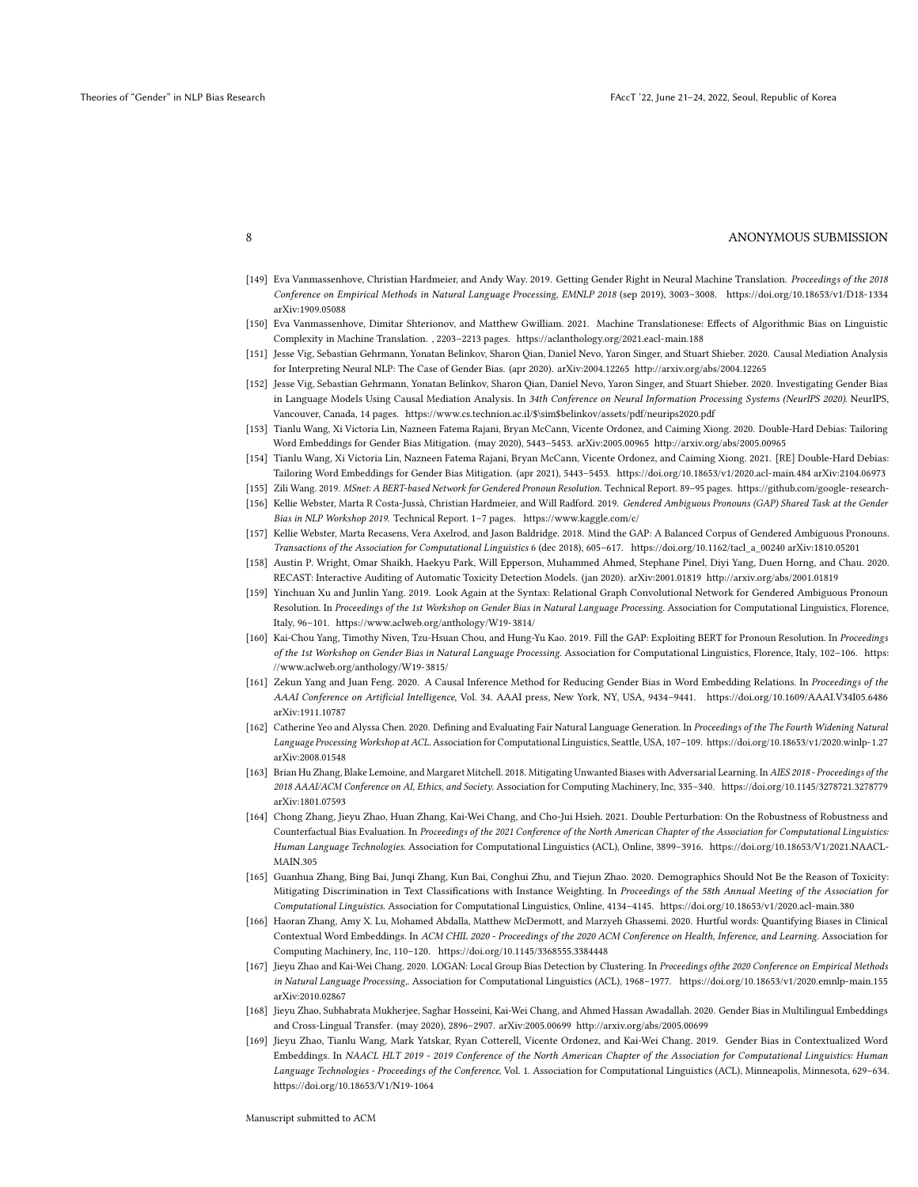[149] Eva Vanmassenhove, Christian Hardmeier, and Andy Way. 2019. Getting Gender Right in Neural Machine Translation. *Proceedings of the 2018 Conference on Empirical Methods in Natural Language Processing, EMNLP 2018* (sep 2019), 3003–3008. https://doi.org/10.18653/v1/D18-1334 arXiv:1909.05088

[150] Eva Vanmassenhove, Dimitar Shterionov, and Matthew Gwilliam. 2021. Machine Translationese: Effects of Algorithmic Bias on Linguistic Complexity in Machine Translation. , 2203–2213 pages. https://aclanthology.org/2021.eacl-main.188

[151] Jesse Vig, Sebastian Gehrmann, Yonatan Belinkov, Sharon Qian, Daniel Nevo, Yaron Singer, and Stuart Shieber. 2020. Causal Mediation Analysis for Interpreting Neural NLP: The Case of Gender Bias. (apr 2020). arXiv:2004.12265 http://arxiv.org/abs/2004.12265

[152] Jesse Vig, Sebastian Gehrmann, Yonatan Belinkov, Sharon Qian, Daniel Nevo, Yaron Singer, and Stuart Shieber. 2020. Investigating Gender Bias in Language Models Using Causal Mediation Analysis. In *34th Conference on Neural Information Processing Systems (NeurIPS 2020)*. NeurIPS, Vancouver, Canada, 14 pages. https://www.cs.technion.ac.il/$\sim$belinkov/assets/pdf/neurips2020.pdf

[153] Tianlu Wang, Xi Victoria Lin, Nazneen Fatema Rajani, Bryan McCann, Vicente Ordonez, and Caiming Xiong. 2020. Double-Hard Debias: Tailoring Word Embeddings for Gender Bias Mitigation. (may 2020), 5443–5453. arXiv:2005.00965 http://arxiv.org/abs/2005.00965

[154] Tianlu Wang, Xi Victoria Lin, Nazneen Fatema Rajani, Bryan McCann, Vicente Ordonez, and Caiming Xiong. 2021. [RE] Double-Hard Debias: Tailoring Word Embeddings for Gender Bias Mitigation. (apr 2021), 5443–5453. https://doi.org/10.18653/v1/2020.acl-main.484 arXiv:2104.06973

[155] Zili Wang. 2019. *MSnet: A BERT-based Network for Gendered Pronoun Resolution.* Technical Report. 89–95 pages. https://github.com/google-research-

[156] Kellie Webster, Marta R Costa-Jussà, Christian Hardmeier, and Will Radford. 2019. *Gendered Ambiguous Pronouns (GAP) Shared Task at the Gender Bias in NLP Workshop 2019.* Technical Report. 1–7 pages. https://www.kaggle.com/c/

[157] Kellie Webster, Marta Recasens, Vera Axelrod, and Jason Baldridge. 2018. Mind the GAP: A Balanced Corpus of Gendered Ambiguous Pronouns. *Transactions of the Association for Computational Linguistics* 6 (dec 2018), 605–617. https://doi.org/10.1162/tacl_a_00240 arXiv:1810.05201

[158] Austin P. Wright, Omar Shaikh, Haekyu Park, Will Epperson, Muhammed Ahmed, Stephane Pinel, Diyi Yang, Duen Horng, and Chau. 2020. RECAST: Interactive Auditing of Automatic Toxicity Detection Models. (jan 2020). arXiv:2001.01819 http://arxiv.org/abs/2001.01819

[159] Yinchuan Xu and Junlin Yang. 2019. Look Again at the Syntax: Relational Graph Convolutional Network for Gendered Ambiguous Pronoun Resolution. In *Proceedings of the 1st Workshop on Gender Bias in Natural Language Processing.* Association for Computational Linguistics, Florence, Italy, 96–101. https://www.aclweb.org/anthology/W19-3814/

[160] Kai-Chou Yang, Timothy Niven, Tzu-Hsuan Chou, and Hung-Yu Kao. 2019. Fill the GAP: Exploiting BERT for Pronoun Resolution. In *Proceedings of the 1st Workshop on Gender Bias in Natural Language Processing.* Association for Computational Linguistics, Florence, Italy, 102–106. https://www.aclweb.org/anthology/W19-3815/

[161] Zekun Yang and Juan Feng. 2020. A Causal Inference Method for Reducing Gender Bias in Word Embedding Relations. In *Proceedings of the AAAI Conference on Artificial Intelligence*, Vol. 34. AAAI press, New York, NY, USA, 9434–9441. https://doi.org/10.1609/AAAI.V34I05.6486 arXiv:1911.10787

[162] Catherine Yeo and Alyssa Chen. 2020. Defining and Evaluating Fair Natural Language Generation. In *Proceedings of the The Fourth Widening Natural Language Processing Workshop at ACL.* Association for Computational Linguistics, Seattle, USA, 107–109. https://doi.org/10.18653/v1/2020.winlp-1.27 arXiv:2008.01548

[163] Brian Hu Zhang, Blake Lemoine, and Margaret Mitchell. 2018. Mitigating Unwanted Biases with Adversarial Learning. In *AIES 2018 - Proceedings of the 2018 AAAI/ACM Conference on AI, Ethics, and Society.* Association for Computing Machinery, Inc, 335–340. https://doi.org/10.1145/3278721.3278779 arXiv:1801.07593

[164] Chong Zhang, Jieyu Zhao, Huan Zhang, Kai-Wei Chang, and Cho-Jui Hsieh. 2021. Double Perturbation: On the Robustness of Robustness and Counterfactual Bias Evaluation. In *Proceedings of the 2021 Conference of the North American Chapter of the Association for Computational Linguistics: Human Language Technologies.* Association for Computational Linguistics (ACL), Online, 3899–3916. https://doi.org/10.18653/V1/2021.NAACL-MAIN.305

[165] Guanhua Zhang, Bing Bai, Junqi Zhang, Kun Bai, Conghui Zhu, and Tiejun Zhao. 2020. Demographics Should Not Be the Reason of Toxicity: Mitigating Discrimination in Text Classifications with Instance Weighting. In *Proceedings of the 58th Annual Meeting of the Association for Computational Linguistics.* Association for Computational Linguistics, Online, 4134–4145. https://doi.org/10.18653/v1/2020.acl-main.380

[166] Haoran Zhang, Amy X. Lu, Mohamed Abdalla, Matthew McDermott, and Marzyeh Ghassemi. 2020. Hurtful words: Quantifying Biases in Clinical Contextual Word Embeddings. In *ACM CHIL 2020 - Proceedings of the 2020 ACM Conference on Health, Inference, and Learning.* Association for Computing Machinery, Inc, 110–120. https://doi.org/10.1145/3368555.3384448

[167] Jieyu Zhao and Kai-Wei Chang. 2020. LOGAN: Local Group Bias Detection by Clustering. In *Proceedings ofthe 2020 Conference on Empirical Methods in Natural Language Processing,.* Association for Computational Linguistics (ACL), 1968–1977. https://doi.org/10.18653/v1/2020.emnlp-main.155 arXiv:2010.02867

[168] Jieyu Zhao, Subhabrata Mukherjee, Saghar Hosseini, Kai-Wei Chang, and Ahmed Hassan Awadallah. 2020. Gender Bias in Multilingual Embeddings and Cross-Lingual Transfer. (may 2020), 2896–2907. arXiv:2005.00699 http://arxiv.org/abs/2005.00699

[169] Jieyu Zhao, Tianlu Wang, Mark Yatskar, Ryan Cotterell, Vicente Ordonez, and Kai-Wei Chang. 2019. Gender Bias in Contextualized Word Embeddings. In *NAACL HLT 2019 - 2019 Conference of the North American Chapter of the Association for Computational Linguistics: Human Language Technologies - Proceedings of the Conference*, Vol. 1. Association for Computational Linguistics (ACL), Minneapolis, Minnesota, 629–634. https://doi.org/10.18653/V1/N19-1064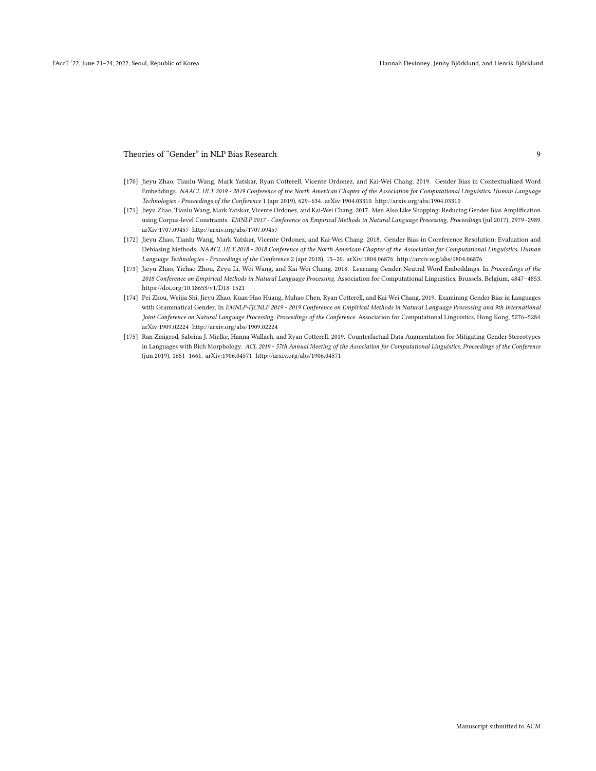[170] Jieyu Zhao, Tianlu Wang, Mark Yatskar, Ryan Cotterell, Vicente Ordonez, and Kai-Wei Chang. 2019. Gender Bias in Contextualized Word Embeddings. *NAACL HLT 2019 - 2019 Conference of the North American Chapter of the Association for Computational Linguistics: Human Language Technologies - Proceedings of the Conference* 1 (apr 2019), 629–634. arXiv:1904.03310 http://arxiv.org/abs/1904.03310

[171] Jieyu Zhao, Tianlu Wang, Mark Yatskar, Vicente Ordonez, and Kai-Wei Chang. 2017. Men Also Like Shopping: Reducing Gender Bias Amplification using Corpus-level Constraints. *EMNLP 2017 - Conference on Empirical Methods in Natural Language Processing, Proceedings* (jul 2017), 2979–2989. arXiv:1707.09457 http://arxiv.org/abs/1707.09457

[172] Jieyu Zhao, Tianlu Wang, Mark Yatskar, Vicente Ordonez, and Kai-Wei Chang. 2018. Gender Bias in Coreference Resolution: Evaluation and Debiasing Methods. *NAACL HLT 2018 - 2018 Conference of the North American Chapter of the Association for Computational Linguistics: Human Language Technologies - Proceedings of the Conference* 2 (apr 2018), 15–20. arXiv:1804.06876 http://arxiv.org/abs/1804.06876

[173] Jieyu Zhao, Yichao Zhou, Zeyu Li, Wei Wang, and Kai-Wei Chang. 2018. Learning Gender-Neutral Word Embeddings. In *Proceedings of the 2018 Conference on Empirical Methods in Natural Language Processing*. Association for Computational Linguistics, Brussels, Belgium, 4847–4853. https://doi.org/10.18653/v1/D18-1521

[174] Pei Zhou, Weijia Shi, Jieyu Zhao, Kuan-Hao Huang, Muhao Chen, Ryan Cotterell, and Kai-Wei Chang. 2019. Examining Gender Bias in Languages with Grammatical Gender. In *EMNLP-IJCNLP 2019 - 2019 Conference on Empirical Methods in Natural Language Processing and 9th International Joint Conference on Natural Language Processing, Proceedings of the Conference*. Association for Computational Linguistics, Hong Kong, 5276–5284. arXiv:1909.02224 http://arxiv.org/abs/1909.02224

[175] Ran Zmigrod, Sabrina J. Mielke, Hanna Wallach, and Ryan Cotterell. 2019. Counterfactual Data Augmentation for Mitigating Gender Stereotypes in Languages with Rich Morphology. *ACL 2019 - 57th Annual Meeting of the Association for Computational Linguistics, Proceedings of the Conference* (jun 2019), 1651–1661. arXiv:1906.04571 http://arxiv.org/abs/1906.04571